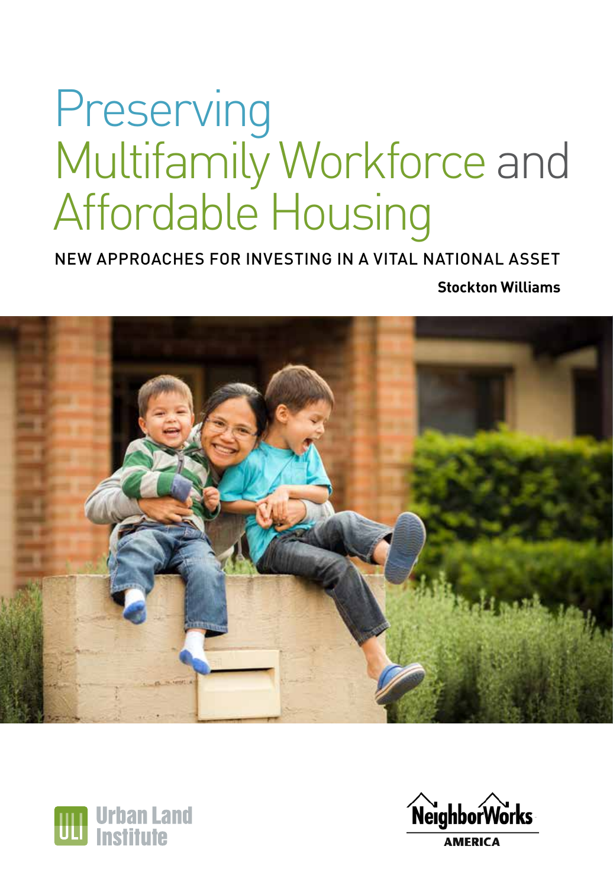# Preserving Multifamily Workforce and Affordable Housing

NEW APPROACHES FOR INVESTING IN A VITAL NATIONAL ASSET

**Stockton Williams**

Urban Land Institute

NeighborWorks AMERICA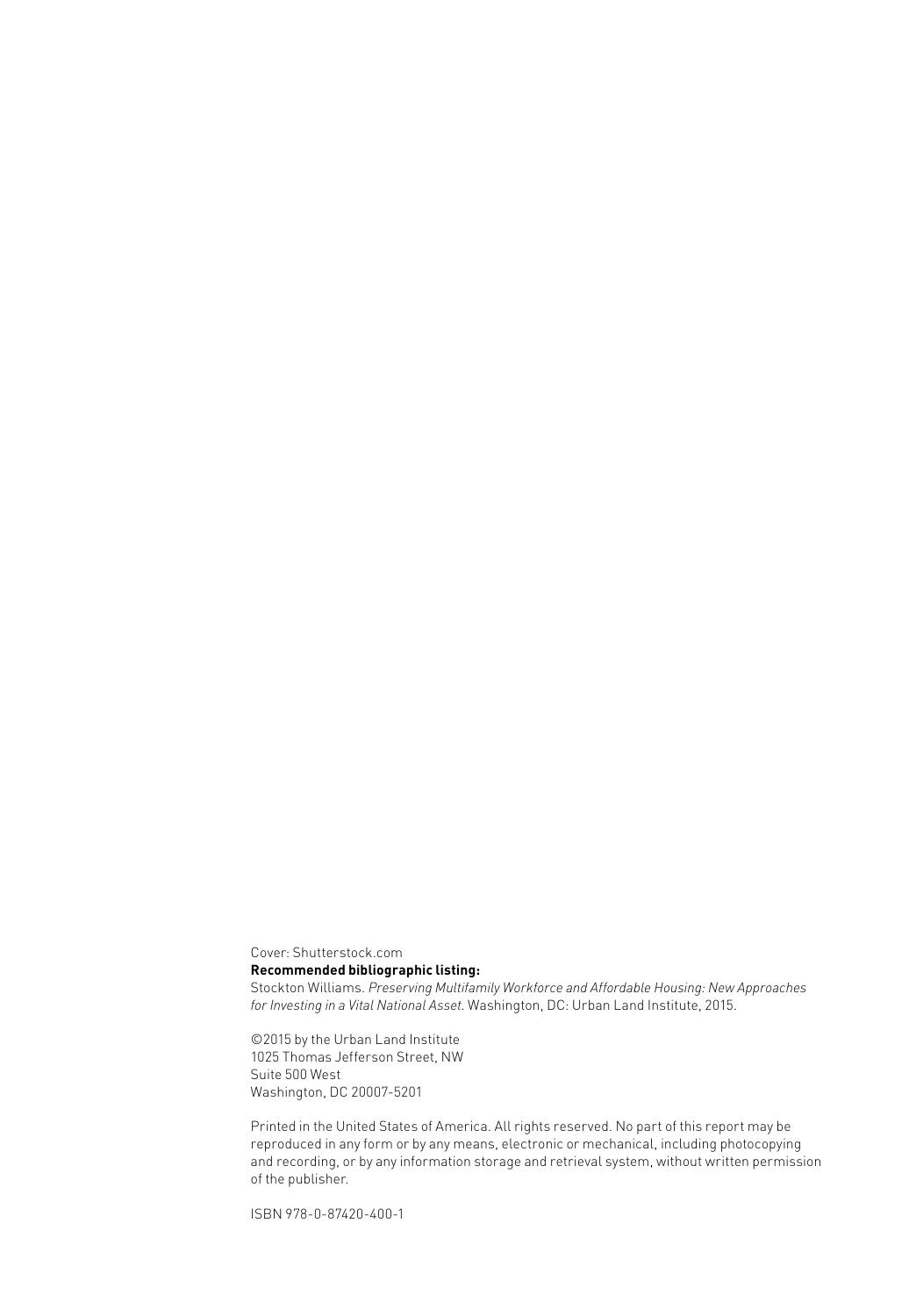Cover: Shutterstock.com

**Recommended bibliographic listing:**

Stockton Williams. *Preserving Multifamily Workforce and Affordable Housing: New Approaches for Investing in a Vital National Asset.* Washington, DC: Urban Land Institute, 2015.

©2015 by the Urban Land Institute
1025 Thomas Jefferson Street, NW
Suite 500 West
Washington, DC 20007-5201

Printed in the United States of America. All rights reserved. No part of this report may be reproduced in any form or by any means, electronic or mechanical, including photocopying and recording, or by any information storage and retrieval system, without written permission of the publisher.

ISBN 978-0-87420-400-1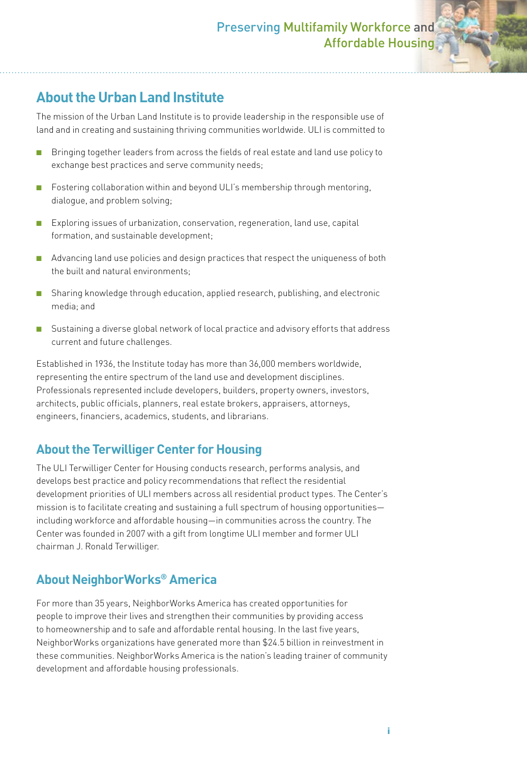## About the Urban Land Institute

The mission of the Urban Land Institute is to provide leadership in the responsible use of land and in creating and sustaining thriving communities worldwide. ULI is committed to

- Bringing together leaders from across the fields of real estate and land use policy to exchange best practices and serve community needs;
- Fostering collaboration within and beyond ULI's membership through mentoring, dialogue, and problem solving;
- Exploring issues of urbanization, conservation, regeneration, land use, capital formation, and sustainable development;
- Advancing land use policies and design practices that respect the uniqueness of both the built and natural environments;
- Sharing knowledge through education, applied research, publishing, and electronic media; and
- Sustaining a diverse global network of local practice and advisory efforts that address current and future challenges.

Established in 1936, the Institute today has more than 36,000 members worldwide, representing the entire spectrum of the land use and development disciplines. Professionals represented include developers, builders, property owners, investors, architects, public officials, planners, real estate brokers, appraisers, attorneys, engineers, financiers, academics, students, and librarians.

## About the Terwilliger Center for Housing

The ULI Terwilliger Center for Housing conducts research, performs analysis, and develops best practice and policy recommendations that reflect the residential development priorities of ULI members across all residential product types. The Center's mission is to facilitate creating and sustaining a full spectrum of housing opportunities—including workforce and affordable housing—in communities across the country. The Center was founded in 2007 with a gift from longtime ULI member and former ULI chairman J. Ronald Terwilliger.

## About NeighborWorks® America

For more than 35 years, NeighborWorks America has created opportunities for people to improve their lives and strengthen their communities by providing access to homeownership and to safe and affordable rental housing. In the last five years, NeighborWorks organizations have generated more than $24.5 billion in reinvestment in these communities. NeighborWorks America is the nation's leading trainer of community development and affordable housing professionals.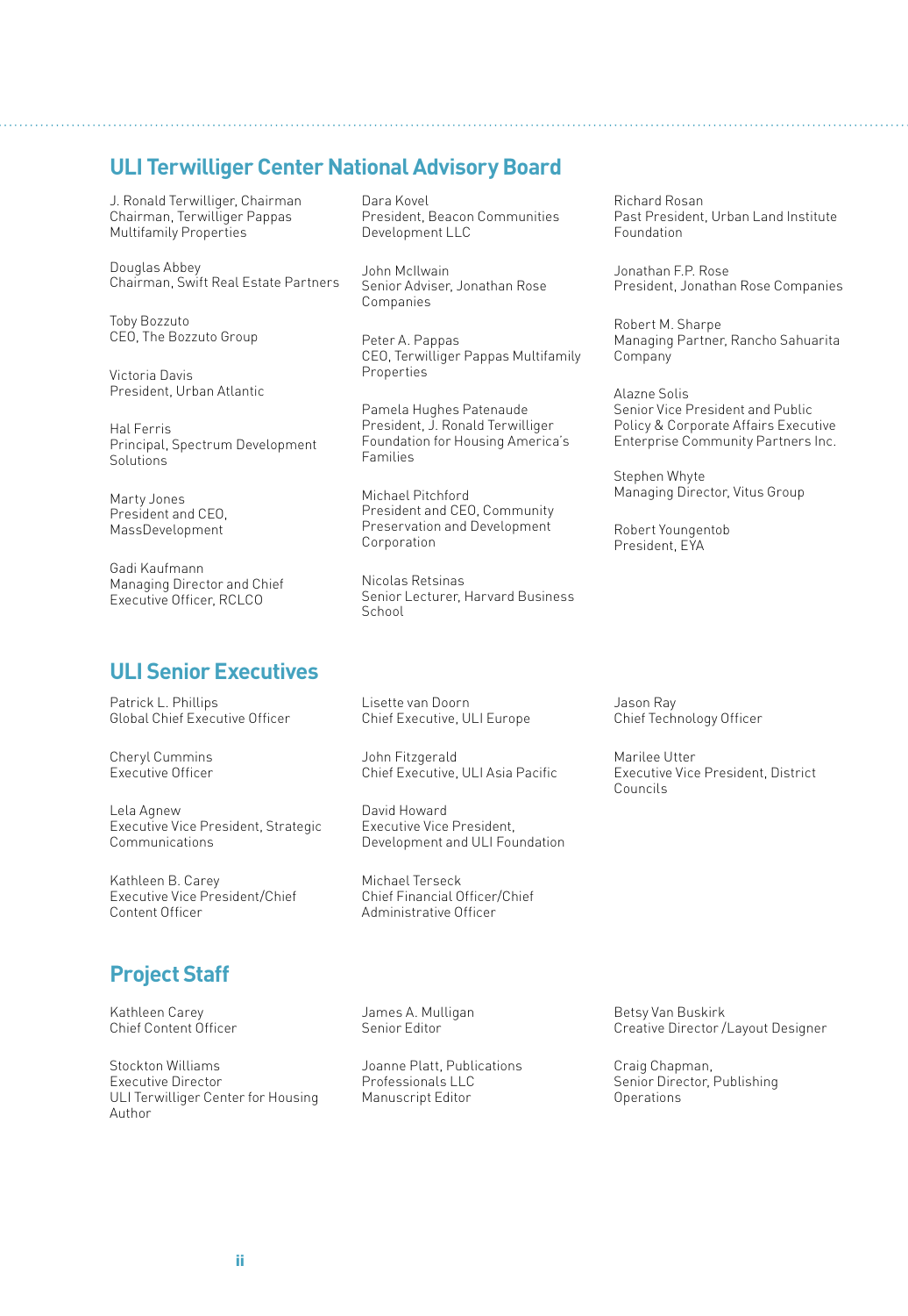## ULI Terwilliger Center National Advisory Board

J. Ronald Terwilliger, Chairman
Chairman, Terwilliger Pappas Multifamily Properties

Douglas Abbey
Chairman, Swift Real Estate Partners

Toby Bozzuto
CEO, The Bozzuto Group

Victoria Davis
President, Urban Atlantic

Hal Ferris
Principal, Spectrum Development Solutions

Marty Jones
President and CEO, MassDevelopment

Gadi Kaufmann
Managing Director and Chief Executive Officer, RCLCO

Dara Kovel
President, Beacon Communities Development LLC

John McIlwain
Senior Adviser, Jonathan Rose Companies

Peter A. Pappas
CEO, Terwilliger Pappas Multifamily Properties

Pamela Hughes Patenaude
President, J. Ronald Terwilliger Foundation for Housing America's Families

Michael Pitchford
President and CEO, Community Preservation and Development Corporation

Nicolas Retsinas
Senior Lecturer, Harvard Business School

Richard Rosan
Past President, Urban Land Institute Foundation

Jonathan F.P. Rose
President, Jonathan Rose Companies

Robert M. Sharpe
Managing Partner, Rancho Sahuarita Company

Alazne Solis
Senior Vice President and Public Policy & Corporate Affairs Executive Enterprise Community Partners Inc.

Stephen Whyte
Managing Director, Vitus Group

Robert Youngentob
President, EYA

## ULI Senior Executives

Patrick L. Phillips
Global Chief Executive Officer

Cheryl Cummins
Executive Officer

Lela Agnew
Executive Vice President, Strategic Communications

Kathleen B. Carey
Executive Vice President/Chief Content Officer

Lisette van Doorn
Chief Executive, ULI Europe

John Fitzgerald
Chief Executive, ULI Asia Pacific

David Howard
Executive Vice President, Development and ULI Foundation

Michael Terseck
Chief Financial Officer/Chief Administrative Officer

Jason Ray
Chief Technology Officer

Marilee Utter
Executive Vice President, District Councils

## Project Staff

Kathleen Carey
Chief Content Officer

Stockton Williams
Executive Director
ULI Terwilliger Center for Housing
Author

James A. Mulligan
Senior Editor

Joanne Platt, Publications Professionals LLC
Manuscript Editor

Betsy Van Buskirk
Creative Director /Layout Designer

Craig Chapman,
Senior Director, Publishing Operations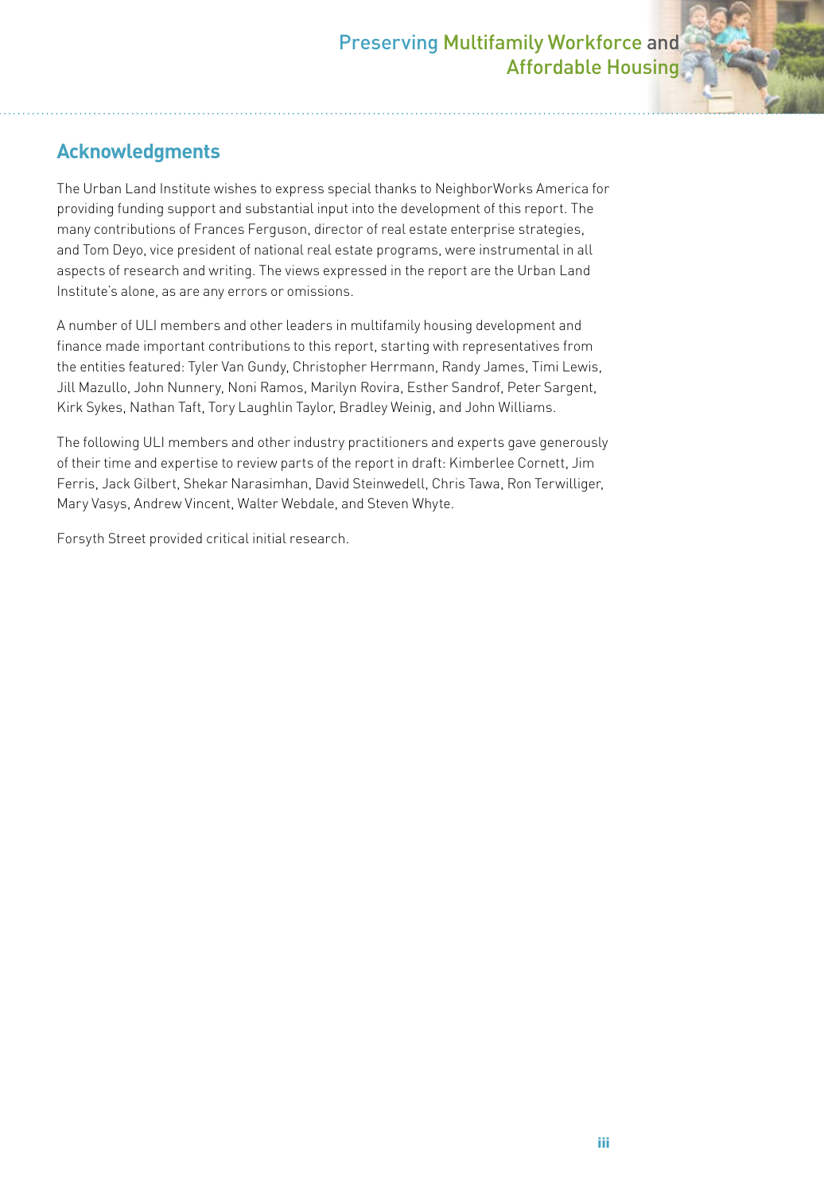## Acknowledgments

The Urban Land Institute wishes to express special thanks to NeighborWorks America for providing funding support and substantial input into the development of this report. The many contributions of Frances Ferguson, director of real estate enterprise strategies, and Tom Deyo, vice president of national real estate programs, were instrumental in all aspects of research and writing. The views expressed in the report are the Urban Land Institute's alone, as are any errors or omissions.

A number of ULI members and other leaders in multifamily housing development and finance made important contributions to this report, starting with representatives from the entities featured: Tyler Van Gundy, Christopher Herrmann, Randy James, Timi Lewis, Jill Mazullo, John Nunnery, Noni Ramos, Marilyn Rovira, Esther Sandrof, Peter Sargent, Kirk Sykes, Nathan Taft, Tory Laughlin Taylor, Bradley Weinig, and John Williams.

The following ULI members and other industry practitioners and experts gave generously of their time and expertise to review parts of the report in draft: Kimberlee Cornett, Jim Ferris, Jack Gilbert, Shekar Narasimhan, David Steinwedell, Chris Tawa, Ron Terwilliger, Mary Vasys, Andrew Vincent, Walter Webdale, and Steven Whyte.

Forsyth Street provided critical initial research.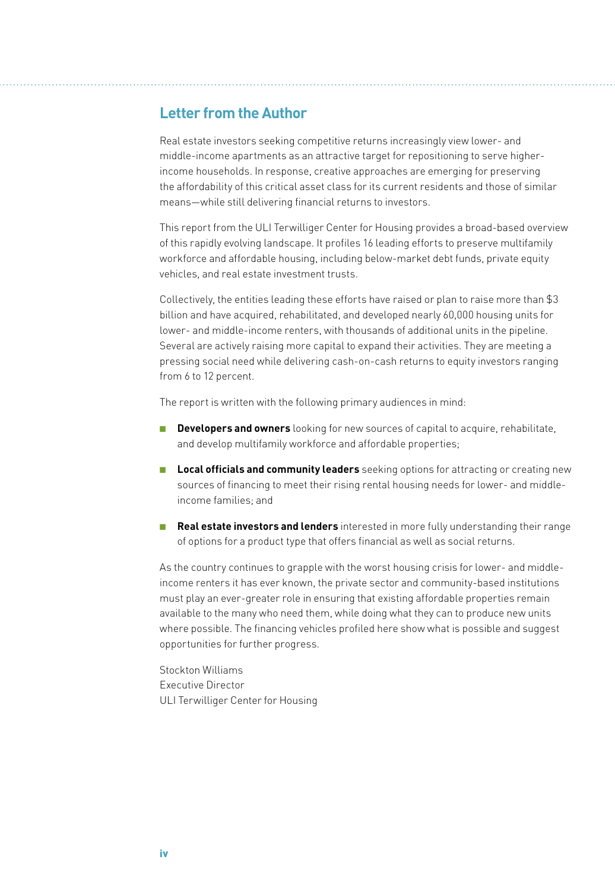## Letter from the Author

Real estate investors seeking competitive returns increasingly view lower- and middle-income apartments as an attractive target for repositioning to serve higher-income households. In response, creative approaches are emerging for preserving the affordability of this critical asset class for its current residents and those of similar means—while still delivering financial returns to investors.

This report from the ULI Terwilliger Center for Housing provides a broad-based overview of this rapidly evolving landscape. It profiles 16 leading efforts to preserve multifamily workforce and affordable housing, including below-market debt funds, private equity vehicles, and real estate investment trusts.

Collectively, the entities leading these efforts have raised or plan to raise more than $3 billion and have acquired, rehabilitated, and developed nearly 60,000 housing units for lower- and middle-income renters, with thousands of additional units in the pipeline. Several are actively raising more capital to expand their activities. They are meeting a pressing social need while delivering cash-on-cash returns to equity investors ranging from 6 to 12 percent.

The report is written with the following primary audiences in mind:

- **Developers and owners** looking for new sources of capital to acquire, rehabilitate, and develop multifamily workforce and affordable properties;
- **Local officials and community leaders** seeking options for attracting or creating new sources of financing to meet their rising rental housing needs for lower- and middle-income families; and
- **Real estate investors and lenders** interested in more fully understanding their range of options for a product type that offers financial as well as social returns.

As the country continues to grapple with the worst housing crisis for lower- and middle-income renters it has ever known, the private sector and community-based institutions must play an ever-greater role in ensuring that existing affordable properties remain available to the many who need them, while doing what they can to produce new units where possible. The financing vehicles profiled here show what is possible and suggest opportunities for further progress.

Stockton Williams
Executive Director
ULI Terwilliger Center for Housing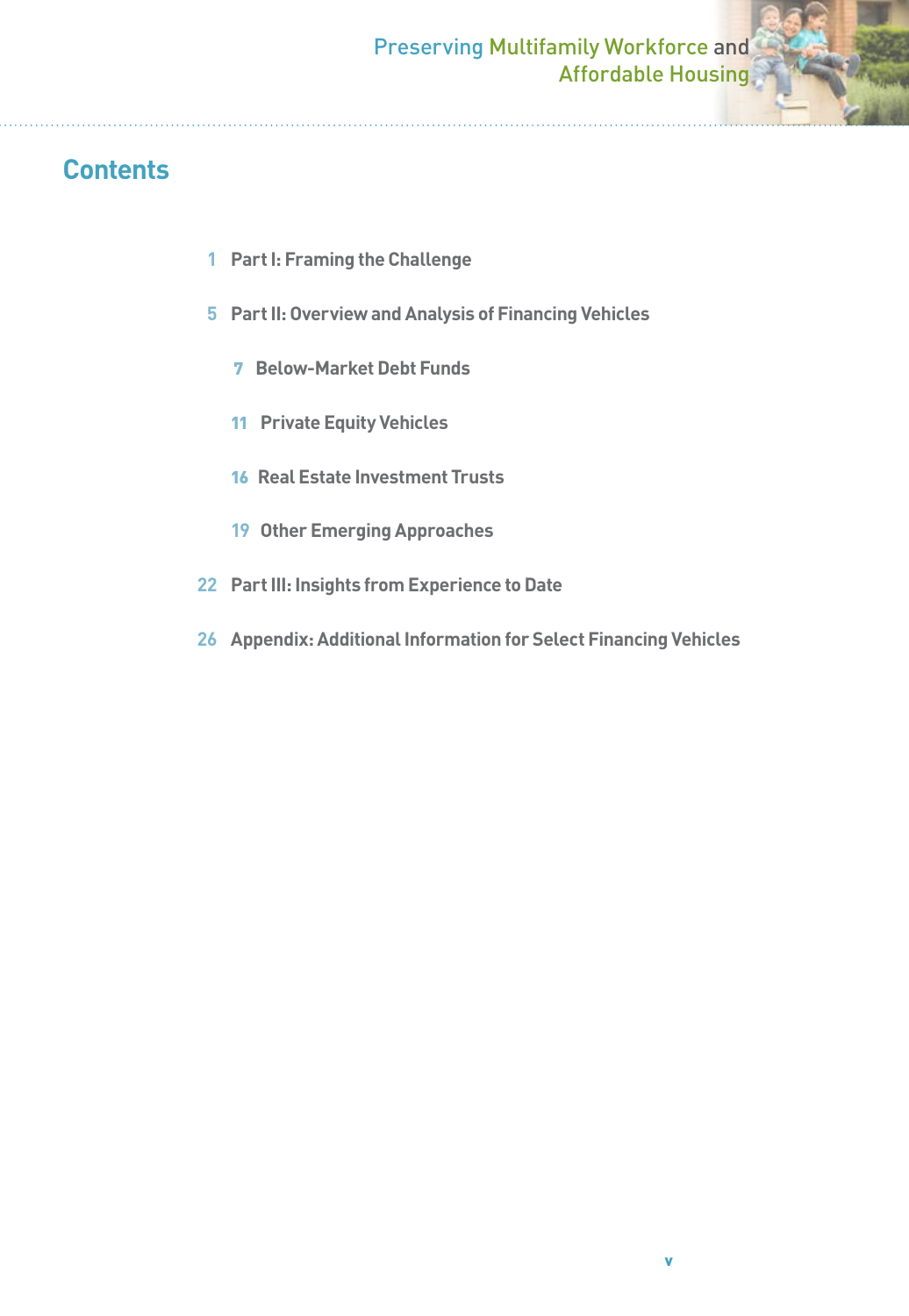## Contents

1 Part I: Framing the Challenge

5 Part II: Overview and Analysis of Financing Vehicles

- 7 Below-Market Debt Funds
- 11 Private Equity Vehicles
- 16 Real Estate Investment Trusts
- 19 Other Emerging Approaches

22 Part III: Insights from Experience to Date

26 Appendix: Additional Information for Select Financing Vehicles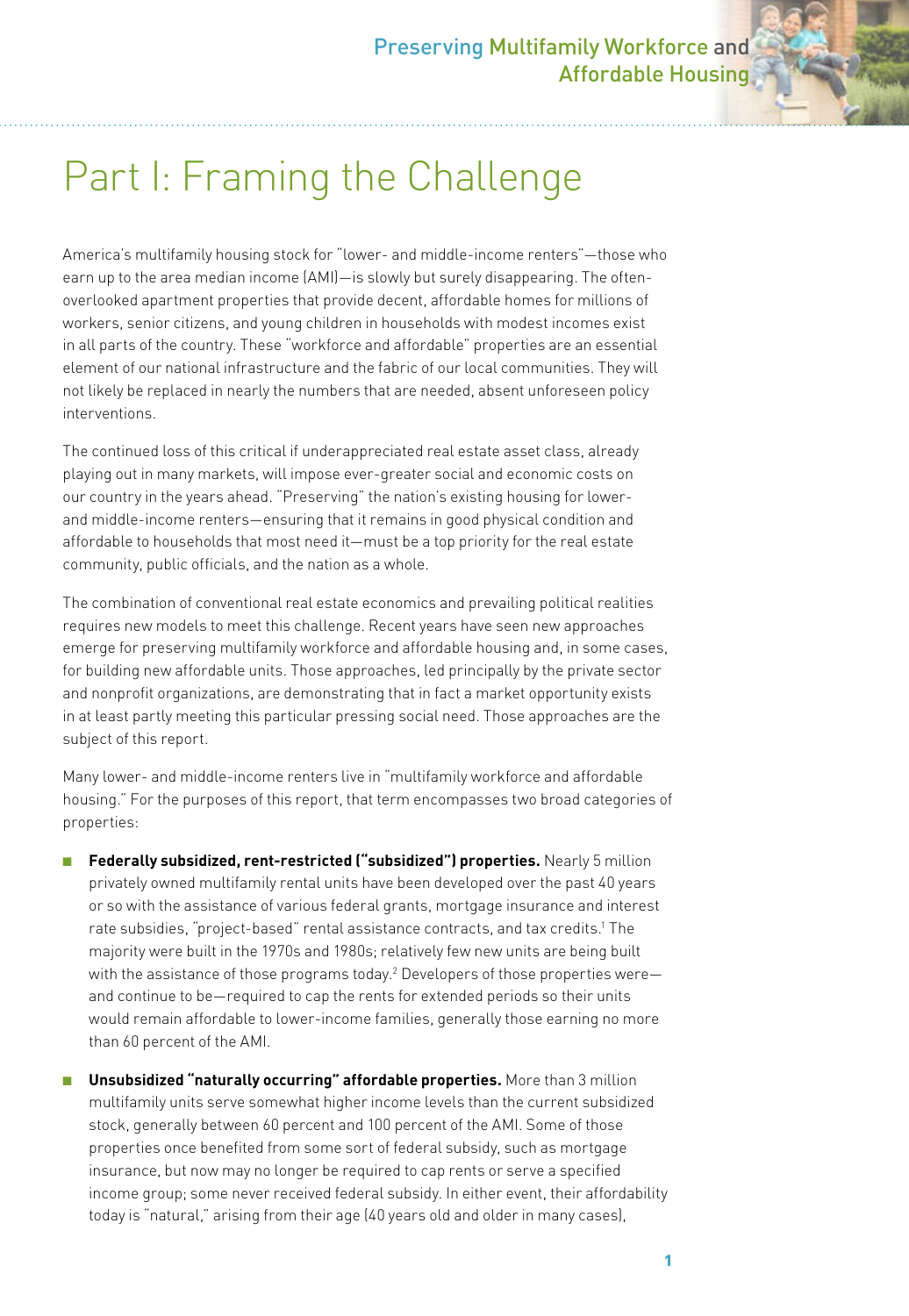# Part I: Framing the Challenge

America's multifamily housing stock for "lower- and middle-income renters"—those who earn up to the area median income (AMI)—is slowly but surely disappearing. The often-overlooked apartment properties that provide decent, affordable homes for millions of workers, senior citizens, and young children in households with modest incomes exist in all parts of the country. These "workforce and affordable" properties are an essential element of our national infrastructure and the fabric of our local communities. They will not likely be replaced in nearly the numbers that are needed, absent unforeseen policy interventions.

The continued loss of this critical if underappreciated real estate asset class, already playing out in many markets, will impose ever-greater social and economic costs on our country in the years ahead. "Preserving" the nation's existing housing for lower- and middle-income renters—ensuring that it remains in good physical condition and affordable to households that most need it—must be a top priority for the real estate community, public officials, and the nation as a whole.

The combination of conventional real estate economics and prevailing political realities requires new models to meet this challenge. Recent years have seen new approaches emerge for preserving multifamily workforce and affordable housing and, in some cases, for building new affordable units. Those approaches, led principally by the private sector and nonprofit organizations, are demonstrating that in fact a market opportunity exists in at least partly meeting this particular pressing social need. Those approaches are the subject of this report.

Many lower- and middle-income renters live in "multifamily workforce and affordable housing." For the purposes of this report, that term encompasses two broad categories of properties:

- **Federally subsidized, rent-restricted ("subsidized") properties.** Nearly 5 million privately owned multifamily rental units have been developed over the past 40 years or so with the assistance of various federal grants, mortgage insurance and interest rate subsidies, "project-based" rental assistance contracts, and tax credits.[1] The majority were built in the 1970s and 1980s; relatively few new units are being built with the assistance of those programs today.[2] Developers of those properties were—and continue to be—required to cap the rents for extended periods so their units would remain affordable to lower-income families, generally those earning no more than 60 percent of the AMI.

- **Unsubsidized "naturally occurring" affordable properties.** More than 3 million multifamily units serve somewhat higher income levels than the current subsidized stock, generally between 60 percent and 100 percent of the AMI. Some of those properties once benefited from some sort of federal subsidy, such as mortgage insurance, but now may no longer be required to cap rents or serve a specified income group; some never received federal subsidy. In either event, their affordability today is "natural," arising from their age (40 years old and older in many cases),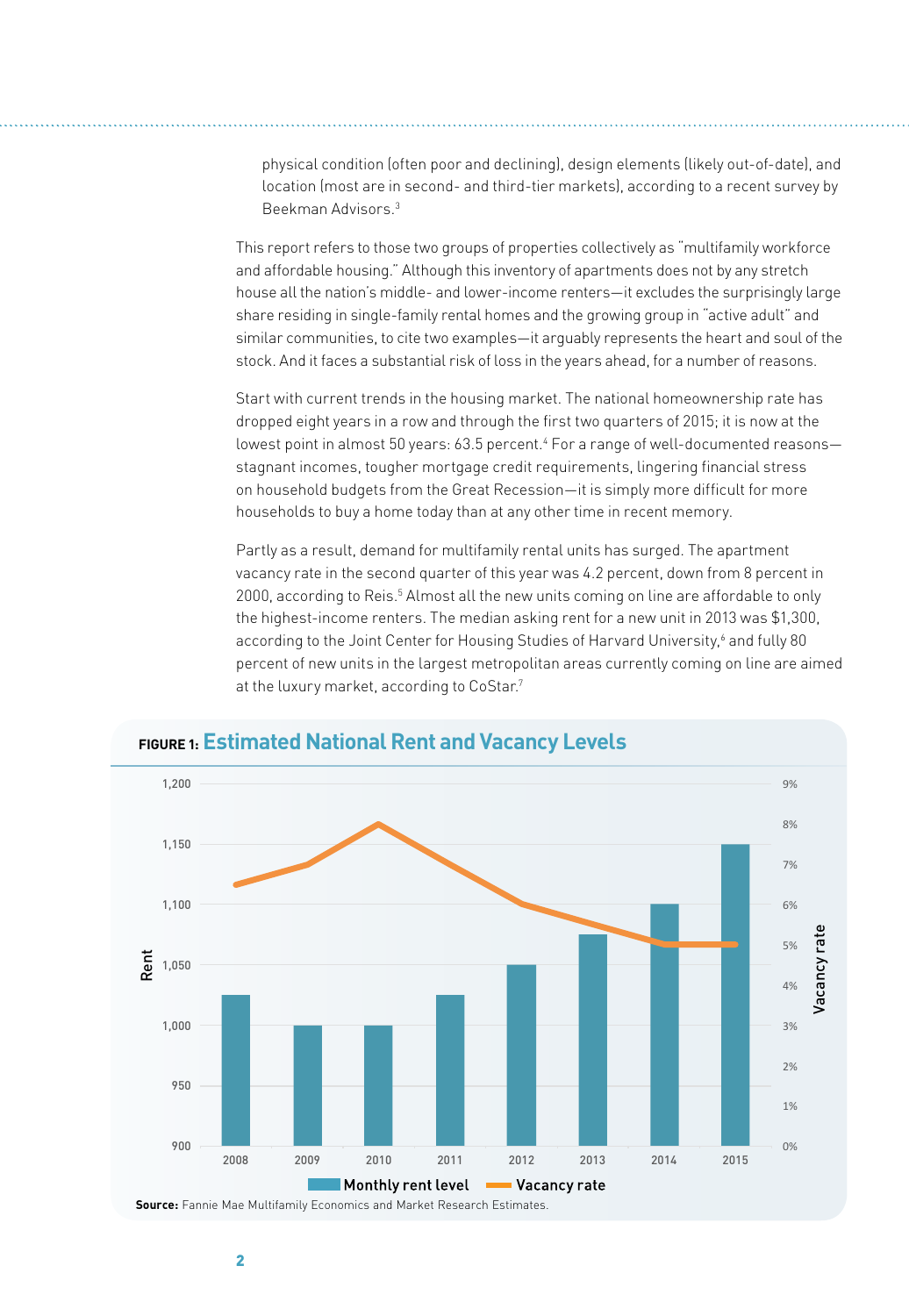physical condition (often poor and declining), design elements (likely out-of-date), and location (most are in second- and third-tier markets), according to a recent survey by Beekman Advisors.[3]

This report refers to those two groups of properties collectively as "multifamily workforce and affordable housing." Although this inventory of apartments does not by any stretch house all the nation's middle- and lower-income renters—it excludes the surprisingly large share residing in single-family rental homes and the growing group in "active adult" and similar communities, to cite two examples—it arguably represents the heart and soul of the stock. And it faces a substantial risk of loss in the years ahead, for a number of reasons.

Start with current trends in the housing market. The national homeownership rate has dropped eight years in a row and through the first two quarters of 2015; it is now at the lowest point in almost 50 years: 63.5 percent.[4] For a range of well-documented reasons—stagnant incomes, tougher mortgage credit requirements, lingering financial stress on household budgets from the Great Recession—it is simply more difficult for more households to buy a home today than at any other time in recent memory.

Partly as a result, demand for multifamily rental units has surged. The apartment vacancy rate in the second quarter of this year was 4.2 percent, down from 8 percent in 2000, according to Reis.[5] Almost all the new units coming on line are affordable to only the highest-income renters. The median asking rent for a new unit in 2013 was $1,300, according to the Joint Center for Housing Studies of Harvard University,[6] and fully 80 percent of new units in the largest metropolitan areas currently coming on line are aimed at the luxury market, according to CoStar.[7]

**FIGURE 1: Estimated National Rent and Vacancy Levels**

| Year | Monthly rent level | Vacancy rate |
|---|---|---|
| 2008 | 1,025 | 6.5% |
| 2009 | 1,000 | 7% |
| 2010 | 1,000 | 8% |
| 2011 | 1,025 | 7% |
| 2012 | 1,050 | 6% |
| 2013 | 1,075 | 5.5% |
| 2014 | 1,100 | 5% |
| 2015 | 1,150 | 5% |

**Source:** Fannie Mae Multifamily Economics and Market Research Estimates.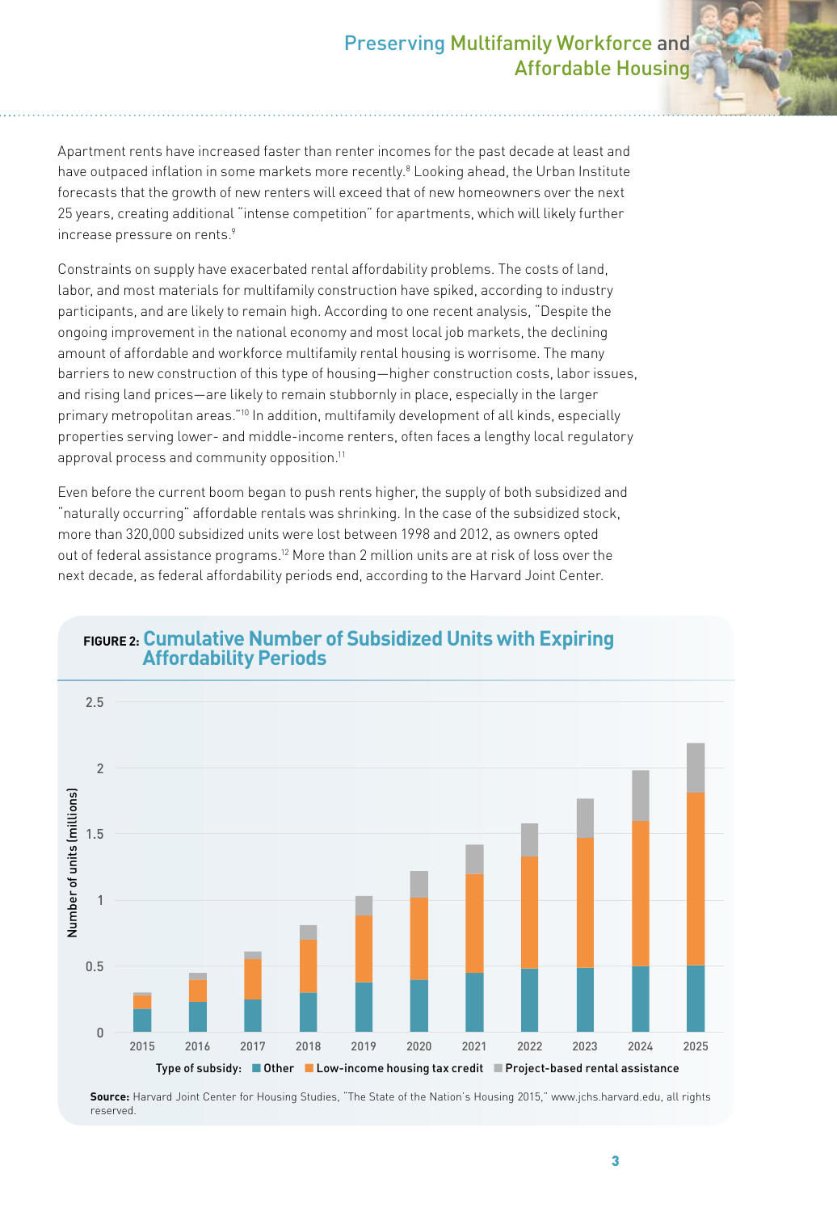Apartment rents have increased faster than renter incomes for the past decade at least and have outpaced inflation in some markets more recently.[8] Looking ahead, the Urban Institute forecasts that the growth of new renters will exceed that of new homeowners over the next 25 years, creating additional "intense competition" for apartments, which will likely further increase pressure on rents.[9]

Constraints on supply have exacerbated rental affordability problems. The costs of land, labor, and most materials for multifamily construction have spiked, according to industry participants, and are likely to remain high. According to one recent analysis, "Despite the ongoing improvement in the national economy and most local job markets, the declining amount of affordable and workforce multifamily rental housing is worrisome. The many barriers to new construction of this type of housing—higher construction costs, labor issues, and rising land prices—are likely to remain stubbornly in place, especially in the larger primary metropolitan areas."[10] In addition, multifamily development of all kinds, especially properties serving lower- and middle-income renters, often faces a lengthy local regulatory approval process and community opposition.[11]

Even before the current boom began to push rents higher, the supply of both subsidized and "naturally occurring" affordable rentals was shrinking. In the case of the subsidized stock, more than 320,000 subsidized units were lost between 1998 and 2012, as owners opted out of federal assistance programs.[12] More than 2 million units are at risk of loss over the next decade, as federal affordability periods end, according to the Harvard Joint Center.

**FIGURE 2: Cumulative Number of Subsidized Units with Expiring Affordability Periods**

Number of units (millions): 0, 0.5, 1, 1.5, 2, 2.5

2015 · 2016 · 2017 · 2018 · 2019 · 2020 · 2021 · 2022 · 2023 · 2024 · 2025

Type of subsidy: Other · Low-income housing tax credit · Project-based rental assistance

**Source:** Harvard Joint Center for Housing Studies, "The State of the Nation's Housing 2015," www.jchs.harvard.edu, all rights reserved.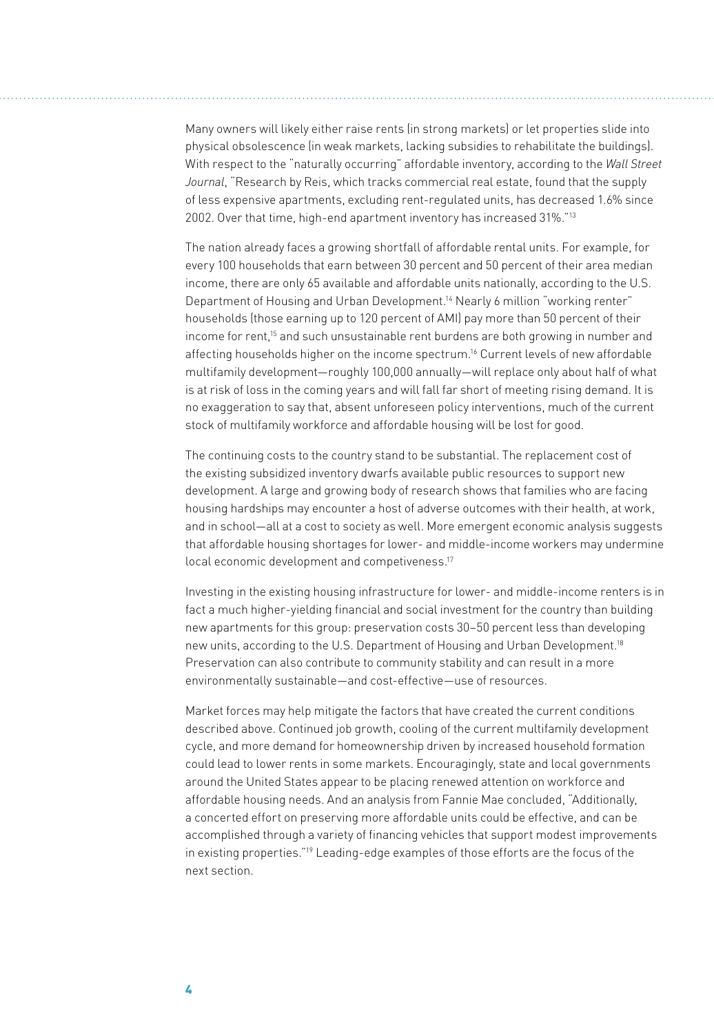Many owners will likely either raise rents (in strong markets) or let properties slide into physical obsolescence (in weak markets, lacking subsidies to rehabilitate the buildings). With respect to the "naturally occurring" affordable inventory, according to the *Wall Street Journal*, "Research by Reis, which tracks commercial real estate, found that the supply of less expensive apartments, excluding rent-regulated units, has decreased 1.6% since 2002. Over that time, high-end apartment inventory has increased 31%."[13]

The nation already faces a growing shortfall of affordable rental units. For example, for every 100 households that earn between 30 percent and 50 percent of their area median income, there are only 65 available and affordable units nationally, according to the U.S. Department of Housing and Urban Development.[14] Nearly 6 million "working renter" households (those earning up to 120 percent of AMI) pay more than 50 percent of their income for rent,[15] and such unsustainable rent burdens are both growing in number and affecting households higher on the income spectrum.[16] Current levels of new affordable multifamily development—roughly 100,000 annually—will replace only about half of what is at risk of loss in the coming years and will fall far short of meeting rising demand. It is no exaggeration to say that, absent unforeseen policy interventions, much of the current stock of multifamily workforce and affordable housing will be lost for good.

The continuing costs to the country stand to be substantial. The replacement cost of the existing subsidized inventory dwarfs available public resources to support new development. A large and growing body of research shows that families who are facing housing hardships may encounter a host of adverse outcomes with their health, at work, and in school—all at a cost to society as well. More emergent economic analysis suggests that affordable housing shortages for lower- and middle-income workers may undermine local economic development and competiveness.[17]

Investing in the existing housing infrastructure for lower- and middle-income renters is in fact a much higher-yielding financial and social investment for the country than building new apartments for this group: preservation costs 30–50 percent less than developing new units, according to the U.S. Department of Housing and Urban Development.[18] Preservation can also contribute to community stability and can result in a more environmentally sustainable—and cost-effective—use of resources.

Market forces may help mitigate the factors that have created the current conditions described above. Continued job growth, cooling of the current multifamily development cycle, and more demand for homeownership driven by increased household formation could lead to lower rents in some markets. Encouragingly, state and local governments around the United States appear to be placing renewed attention on workforce and affordable housing needs. And an analysis from Fannie Mae concluded, "Additionally, a concerted effort on preserving more affordable units could be effective, and can be accomplished through a variety of financing vehicles that support modest improvements in existing properties."[19] Leading-edge examples of those efforts are the focus of the next section.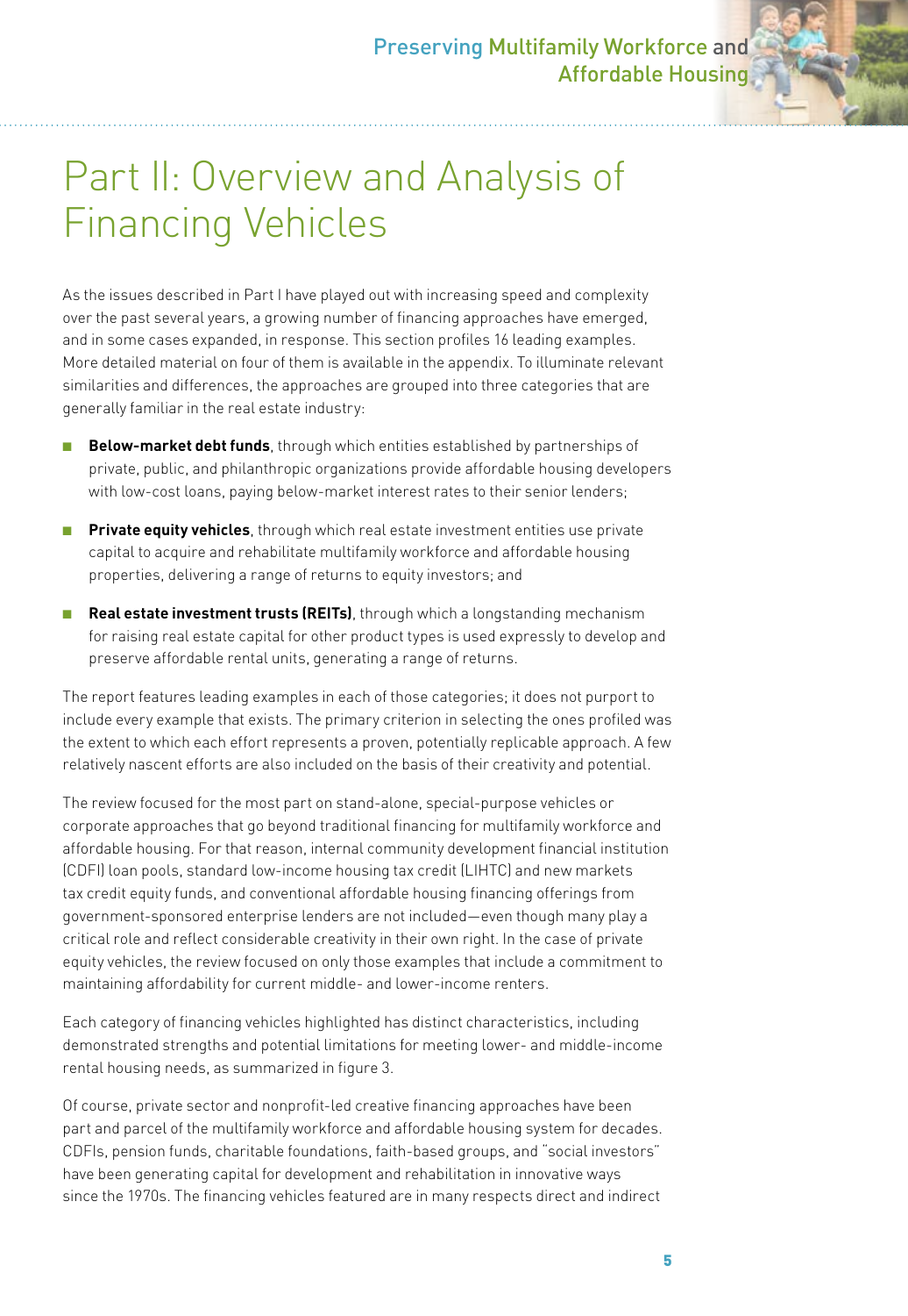# Part II: Overview and Analysis of Financing Vehicles

As the issues described in Part I have played out with increasing speed and complexity over the past several years, a growing number of financing approaches have emerged, and in some cases expanded, in response. This section profiles 16 leading examples. More detailed material on four of them is available in the appendix. To illuminate relevant similarities and differences, the approaches are grouped into three categories that are generally familiar in the real estate industry:

- **Below-market debt funds**, through which entities established by partnerships of private, public, and philanthropic organizations provide affordable housing developers with low-cost loans, paying below-market interest rates to their senior lenders;
- **Private equity vehicles**, through which real estate investment entities use private capital to acquire and rehabilitate multifamily workforce and affordable housing properties, delivering a range of returns to equity investors; and
- **Real estate investment trusts (REITs)**, through which a longstanding mechanism for raising real estate capital for other product types is used expressly to develop and preserve affordable rental units, generating a range of returns.

The report features leading examples in each of those categories; it does not purport to include every example that exists. The primary criterion in selecting the ones profiled was the extent to which each effort represents a proven, potentially replicable approach. A few relatively nascent efforts are also included on the basis of their creativity and potential.

The review focused for the most part on stand-alone, special-purpose vehicles or corporate approaches that go beyond traditional financing for multifamily workforce and affordable housing. For that reason, internal community development financial institution (CDFI) loan pools, standard low-income housing tax credit (LIHTC) and new markets tax credit equity funds, and conventional affordable housing financing offerings from government-sponsored enterprise lenders are not included—even though many play a critical role and reflect considerable creativity in their own right. In the case of private equity vehicles, the review focused on only those examples that include a commitment to maintaining affordability for current middle- and lower-income renters.

Each category of financing vehicles highlighted has distinct characteristics, including demonstrated strengths and potential limitations for meeting lower- and middle-income rental housing needs, as summarized in figure 3.

Of course, private sector and nonprofit-led creative financing approaches have been part and parcel of the multifamily workforce and affordable housing system for decades. CDFIs, pension funds, charitable foundations, faith-based groups, and "social investors" have been generating capital for development and rehabilitation in innovative ways since the 1970s. The financing vehicles featured are in many respects direct and indirect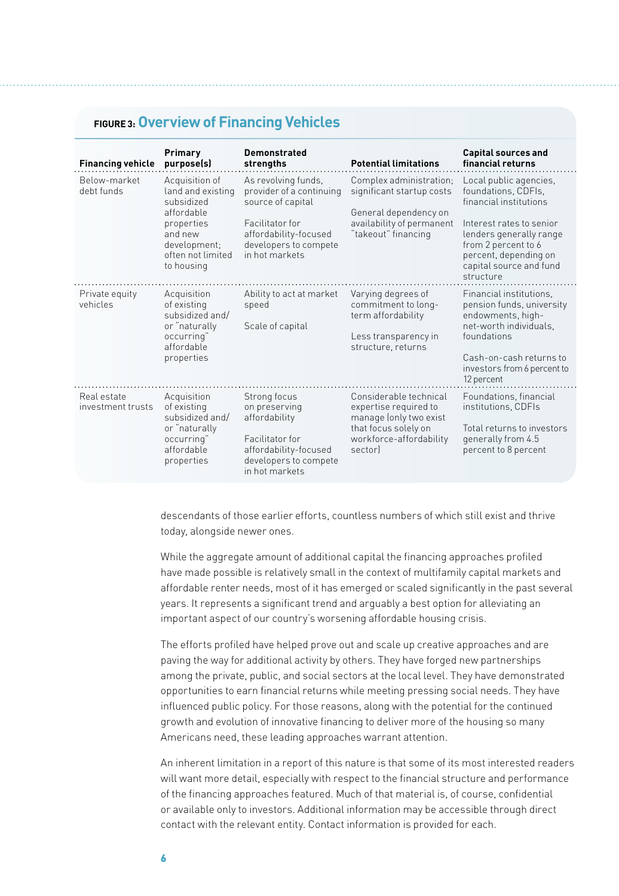**FIGURE 3: Overview of Financing Vehicles**

| Financing vehicle | Primary purpose(s) | Demonstrated strengths | Potential limitations | Capital sources and financial returns |
|---|---|---|---|---|
| Below-market debt funds | Acquisition of land and existing subsidized affordable properties and new development; often not limited to housing | As revolving funds, provider of a continuing source of capital<br><br>Facilitator for affordability-focused developers to compete in hot markets | Complex administration; significant startup costs<br><br>General dependency on availability of permanent "takeout" financing | Local public agencies, foundations, CDFIs, financial institutions<br><br>Interest rates to senior lenders generally range from 2 percent to 6 percent, depending on capital source and fund structure |
| Private equity vehicles | Acquisition of existing subsidized and/or "naturally occurring" affordable properties | Ability to act at market speed<br><br>Scale of capital | Varying degrees of commitment to long-term affordability<br><br>Less transparency in structure, returns | Financial institutions, pension funds, university endowments, high-net-worth individuals, foundations<br><br>Cash-on-cash returns to investors from 6 percent to 12 percent |
| Real estate investment trusts | Acquisition of existing subsidized and/or "naturally occurring" affordable properties | Strong focus on preserving affordability<br><br>Facilitator for affordability-focused developers to compete in hot markets | Considerable technical expertise required to manage (only two exist that focus solely on workforce-affordability sector) | Foundations, financial institutions, CDFIs<br><br>Total returns to investors generally from 4.5 percent to 8 percent |

descendants of those earlier efforts, countless numbers of which still exist and thrive today, alongside newer ones.

While the aggregate amount of additional capital the financing approaches profiled have made possible is relatively small in the context of multifamily capital markets and affordable renter needs, most of it has emerged or scaled significantly in the past several years. It represents a significant trend and arguably a best option for alleviating an important aspect of our country's worsening affordable housing crisis.

The efforts profiled have helped prove out and scale up creative approaches and are paving the way for additional activity by others. They have forged new partnerships among the private, public, and social sectors at the local level. They have demonstrated opportunities to earn financial returns while meeting pressing social needs. They have influenced public policy. For those reasons, along with the potential for the continued growth and evolution of innovative financing to deliver more of the housing so many Americans need, these leading approaches warrant attention.

An inherent limitation in a report of this nature is that some of its most interested readers will want more detail, especially with respect to the financial structure and performance of the financing approaches featured. Much of that material is, of course, confidential or available only to investors. Additional information may be accessible through direct contact with the relevant entity. Contact information is provided for each.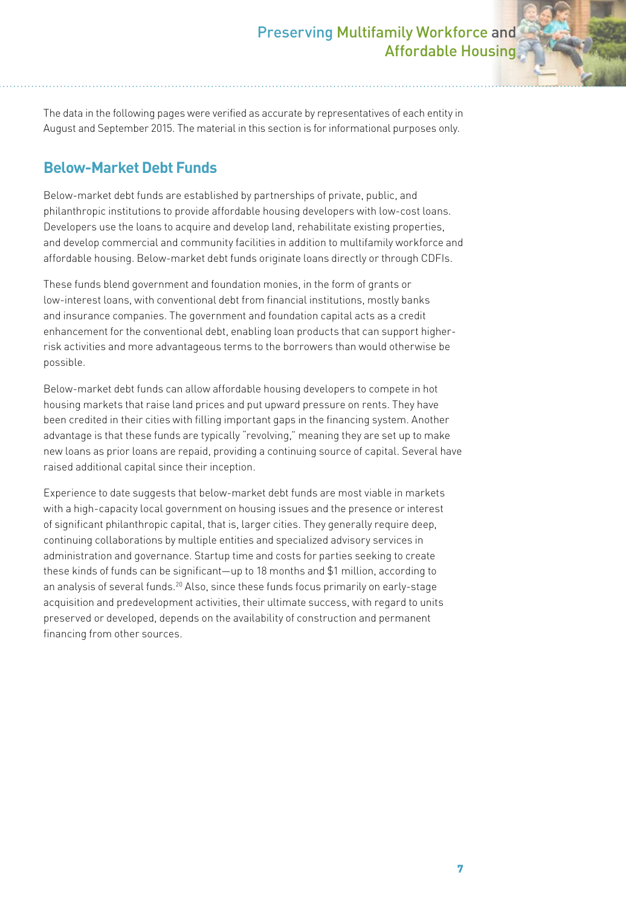The data in the following pages were verified as accurate by representatives of each entity in August and September 2015. The material in this section is for informational purposes only.

## Below-Market Debt Funds

Below-market debt funds are established by partnerships of private, public, and philanthropic institutions to provide affordable housing developers with low-cost loans. Developers use the loans to acquire and develop land, rehabilitate existing properties, and develop commercial and community facilities in addition to multifamily workforce and affordable housing. Below-market debt funds originate loans directly or through CDFIs.

These funds blend government and foundation monies, in the form of grants or low-interest loans, with conventional debt from financial institutions, mostly banks and insurance companies. The government and foundation capital acts as a credit enhancement for the conventional debt, enabling loan products that can support higher-risk activities and more advantageous terms to the borrowers than would otherwise be possible.

Below-market debt funds can allow affordable housing developers to compete in hot housing markets that raise land prices and put upward pressure on rents. They have been credited in their cities with filling important gaps in the financing system. Another advantage is that these funds are typically "revolving," meaning they are set up to make new loans as prior loans are repaid, providing a continuing source of capital. Several have raised additional capital since their inception.

Experience to date suggests that below-market debt funds are most viable in markets with a high-capacity local government on housing issues and the presence or interest of significant philanthropic capital, that is, larger cities. They generally require deep, continuing collaborations by multiple entities and specialized advisory services in administration and governance. Startup time and costs for parties seeking to create these kinds of funds can be significant—up to 18 months and $1 million, according to an analysis of several funds.[20] Also, since these funds focus primarily on early-stage acquisition and predevelopment activities, their ultimate success, with regard to units preserved or developed, depends on the availability of construction and permanent financing from other sources.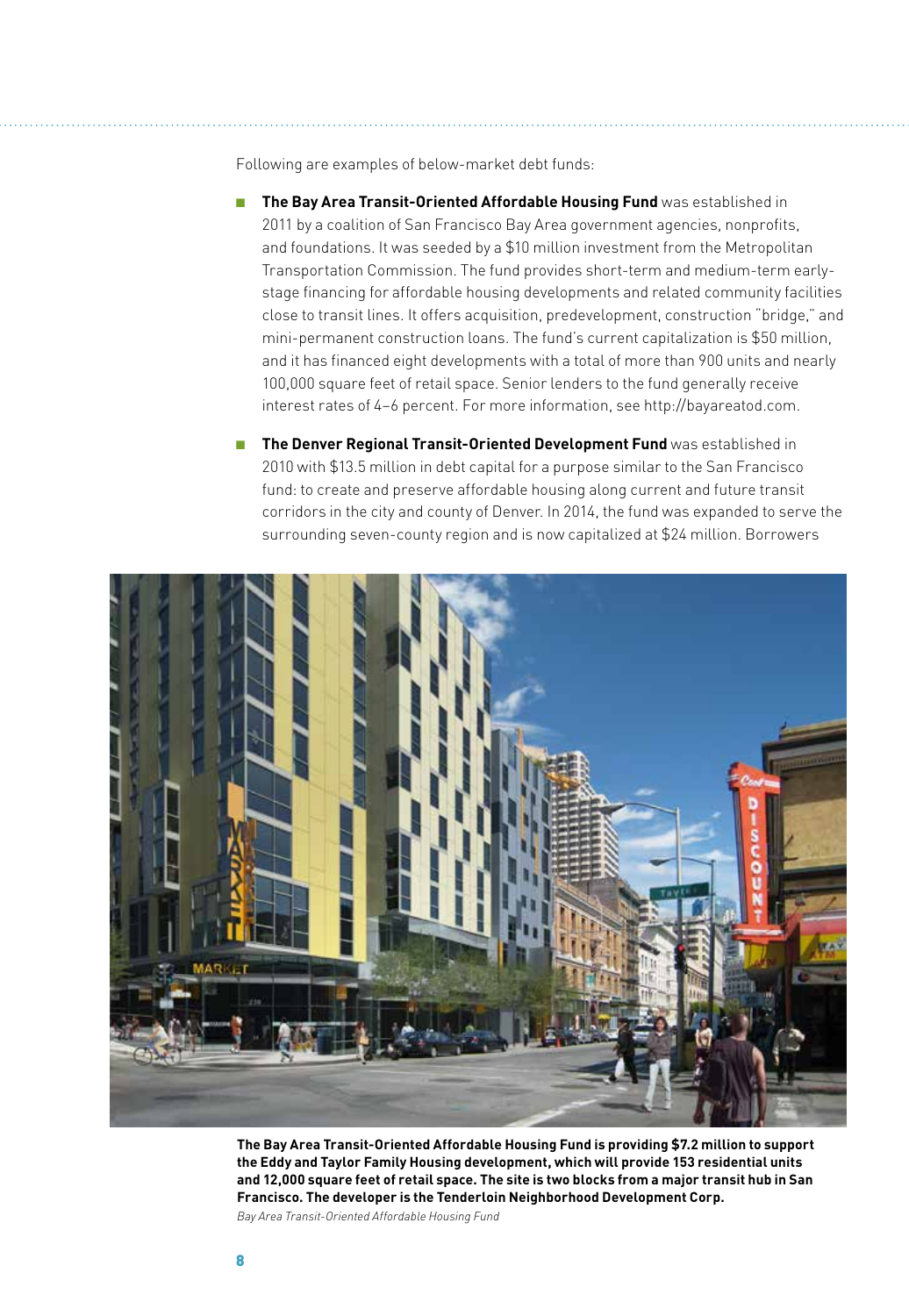Following are examples of below-market debt funds:

- **The Bay Area Transit-Oriented Affordable Housing Fund** was established in 2011 by a coalition of San Francisco Bay Area government agencies, nonprofits, and foundations. It was seeded by a $10 million investment from the Metropolitan Transportation Commission. The fund provides short-term and medium-term early-stage financing for affordable housing developments and related community facilities close to transit lines. It offers acquisition, predevelopment, construction "bridge," and mini-permanent construction loans. The fund's current capitalization is $50 million, and it has financed eight developments with a total of more than 900 units and nearly 100,000 square feet of retail space. Senior lenders to the fund generally receive interest rates of 4–6 percent. For more information, see http://bayareatod.com.

- **The Denver Regional Transit-Oriented Development Fund** was established in 2010 with $13.5 million in debt capital for a purpose similar to the San Francisco fund: to create and preserve affordable housing along current and future transit corridors in the city and county of Denver. In 2014, the fund was expanded to serve the surrounding seven-county region and is now capitalized at $24 million. Borrowers

**The Bay Area Transit-Oriented Affordable Housing Fund is providing $7.2 million to support the Eddy and Taylor Family Housing development, which will provide 153 residential units and 12,000 square feet of retail space. The site is two blocks from a major transit hub in San Francisco. The developer is the Tenderloin Neighborhood Development Corp.**

*Bay Area Transit-Oriented Affordable Housing Fund*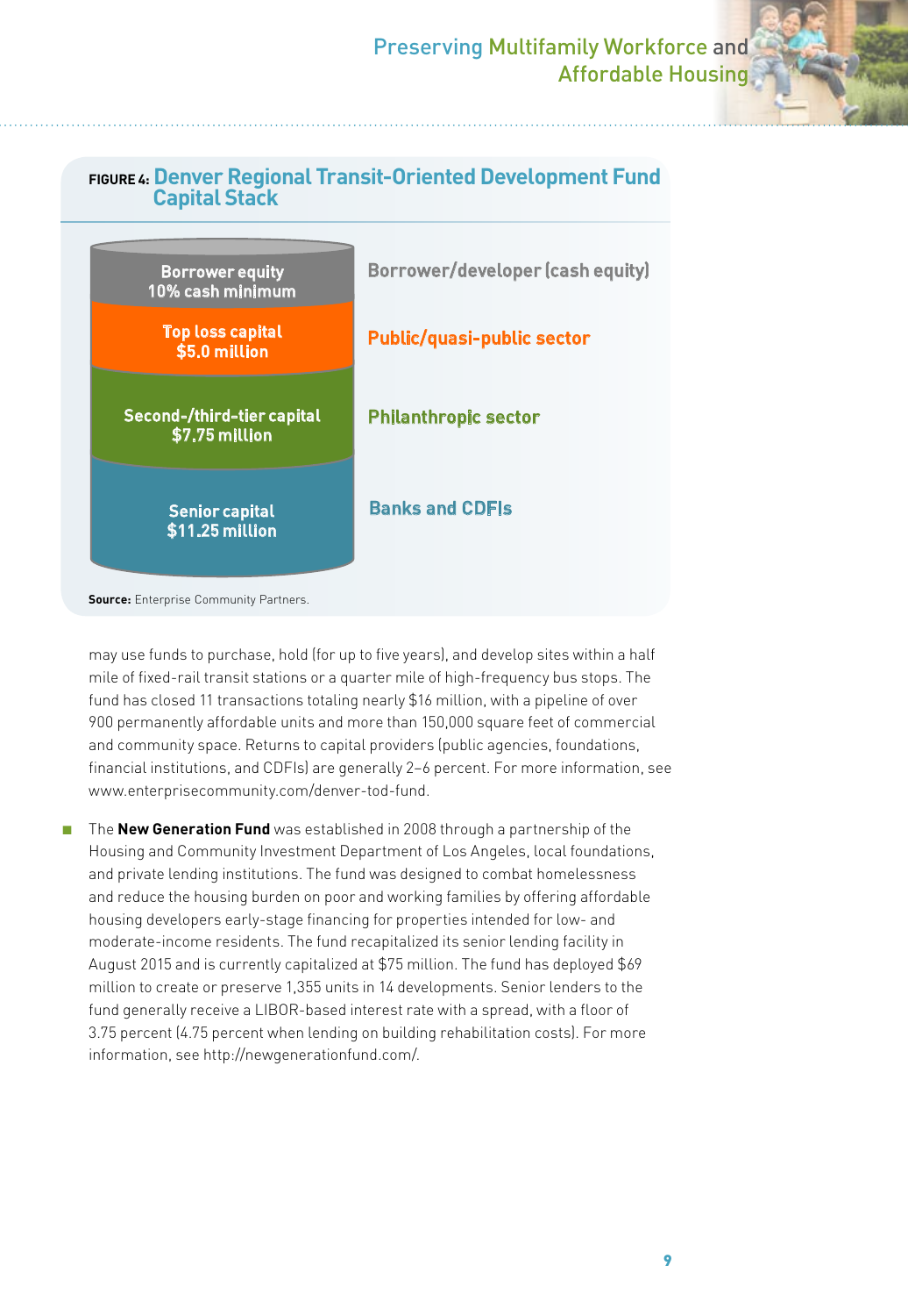**FIGURE 4: Denver Regional Transit-Oriented Development Fund Capital Stack**

| Capital layer | Source |
| --- | --- |
| Borrower equity 10% cash minimum | Borrower/developer (cash equity) |
| Top loss capital $5.0 million | Public/quasi-public sector |
| Second-/third-tier capital $7.75 million | Philanthropic sector |
| Senior capital $11.25 million | Banks and CDFIs |

**Source:** Enterprise Community Partners.

may use funds to purchase, hold (for up to five years), and develop sites within a half mile of fixed-rail transit stations or a quarter mile of high-frequency bus stops. The fund has closed 11 transactions totaling nearly $16 million, with a pipeline of over 900 permanently affordable units and more than 150,000 square feet of commercial and community space. Returns to capital providers (public agencies, foundations, financial institutions, and CDFIs) are generally 2–6 percent. For more information, see www.enterprisecommunity.com/denver-tod-fund.

- The **New Generation Fund** was established in 2008 through a partnership of the Housing and Community Investment Department of Los Angeles, local foundations, and private lending institutions. The fund was designed to combat homelessness and reduce the housing burden on poor and working families by offering affordable housing developers early-stage financing for properties intended for low- and moderate-income residents. The fund recapitalized its senior lending facility in August 2015 and is currently capitalized at $75 million. The fund has deployed $69 million to create or preserve 1,355 units in 14 developments. Senior lenders to the fund generally receive a LIBOR-based interest rate with a spread, with a floor of 3.75 percent (4.75 percent when lending on building rehabilitation costs). For more information, see http://newgenerationfund.com/.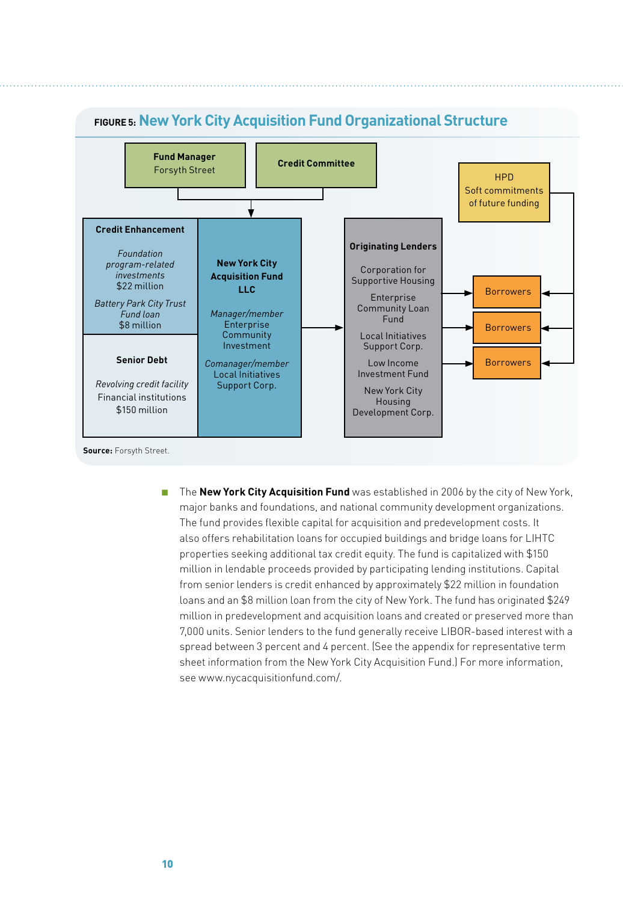**FIGURE 5: New York City Acquisition Fund Organizational Structure**

**Fund Manager**
Forsyth Street

**Credit Committee**

**HPD**
Soft commitments of future funding

**Credit Enhancement**

*Foundation program-related investments*
$22 million

*Battery Park City Trust Fund loan*
$8 million

**Senior Debt**

*Revolving credit facility*
Financial institutions
$150 million

**New York City Acquisition Fund LLC**

*Manager/member*
Enterprise Community Investment

*Comanager/member*
Local Initiatives Support Corp.

**Originating Lenders**

Corporation for Supportive Housing

Enterprise Community Loan Fund

Local Initiatives Support Corp.

Low Income Investment Fund

New York City Housing Development Corp.

Borrowers

Borrowers

Borrowers

**Source:** Forsyth Street.

- The **New York City Acquisition Fund** was established in 2006 by the city of New York, major banks and foundations, and national community development organizations. The fund provides flexible capital for acquisition and predevelopment costs. It also offers rehabilitation loans for occupied buildings and bridge loans for LIHTC properties seeking additional tax credit equity. The fund is capitalized with $150 million in lendable proceeds provided by participating lending institutions. Capital from senior lenders is credit enhanced by approximately $22 million in foundation loans and an $8 million loan from the city of New York. The fund has originated $249 million in predevelopment and acquisition loans and created or preserved more than 7,000 units. Senior lenders to the fund generally receive LIBOR-based interest with a spread between 3 percent and 4 percent. (See the appendix for representative term sheet information from the New York City Acquisition Fund.) For more information, see www.nycacquisitionfund.com/.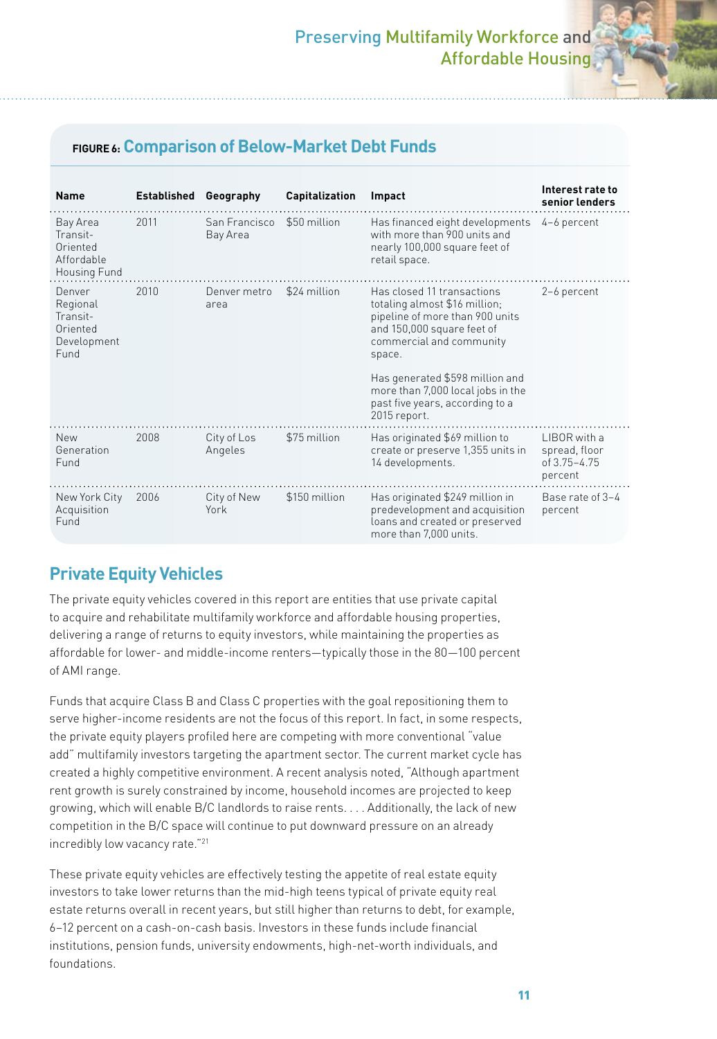**FIGURE 6: Comparison of Below-Market Debt Funds**

| Name | Established | Geography | Capitalization | Impact | Interest rate to senior lenders |
|---|---|---|---|---|---|
| Bay Area Transit-Oriented Affordable Housing Fund | 2011 | San Francisco Bay Area | $50 million | Has financed eight developments with more than 900 units and nearly 100,000 square feet of retail space. | 4–6 percent |
| Denver Regional Transit-Oriented Development Fund | 2010 | Denver metro area | $24 million | Has closed 11 transactions totaling almost $16 million; pipeline of more than 900 units and 150,000 square feet of commercial and community space.<br><br>Has generated $598 million and more than 7,000 local jobs in the past five years, according to a 2015 report. | 2–6 percent |
| New Generation Fund | 2008 | City of Los Angeles | $75 million | Has originated $69 million to create or preserve 1,355 units in 14 developments. | LIBOR with a spread, floor of 3.75–4.75 percent |
| New York City Acquisition Fund | 2006 | City of New York | $150 million | Has originated $249 million in predevelopment and acquisition loans and created or preserved more than 7,000 units. | Base rate of 3–4 percent |

## Private Equity Vehicles

The private equity vehicles covered in this report are entities that use private capital to acquire and rehabilitate multifamily workforce and affordable housing properties, delivering a range of returns to equity investors, while maintaining the properties as affordable for lower- and middle-income renters—typically those in the 80—100 percent of AMI range.

Funds that acquire Class B and Class C properties with the goal repositioning them to serve higher-income residents are not the focus of this report. In fact, in some respects, the private equity players profiled here are competing with more conventional "value add" multifamily investors targeting the apartment sector. The current market cycle has created a highly competitive environment. A recent analysis noted, "Although apartment rent growth is surely constrained by income, household incomes are projected to keep growing, which will enable B/C landlords to raise rents. . . . Additionally, the lack of new competition in the B/C space will continue to put downward pressure on an already incredibly low vacancy rate."[21]

These private equity vehicles are effectively testing the appetite of real estate equity investors to take lower returns than the mid-high teens typical of private equity real estate returns overall in recent years, but still higher than returns to debt, for example, 6–12 percent on a cash-on-cash basis. Investors in these funds include financial institutions, pension funds, university endowments, high-net-worth individuals, and foundations.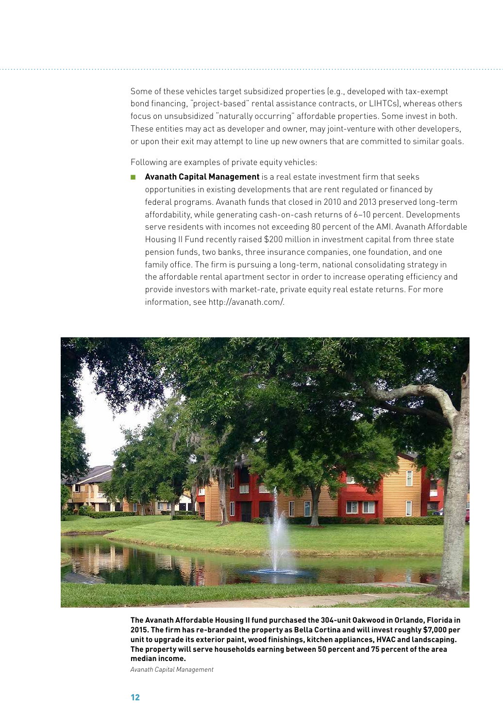Some of these vehicles target subsidized properties (e.g., developed with tax-exempt bond financing, "project-based" rental assistance contracts, or LIHTCs), whereas others focus on unsubsidized "naturally occurring" affordable properties. Some invest in both. These entities may act as developer and owner, may joint-venture with other developers, or upon their exit may attempt to line up new owners that are committed to similar goals.

Following are examples of private equity vehicles:

- **Avanath Capital Management** is a real estate investment firm that seeks opportunities in existing developments that are rent regulated or financed by federal programs. Avanath funds that closed in 2010 and 2013 preserved long-term affordability, while generating cash-on-cash returns of 6–10 percent. Developments serve residents with incomes not exceeding 80 percent of the AMI. Avanath Affordable Housing II Fund recently raised $200 million in investment capital from three state pension funds, two banks, three insurance companies, one foundation, and one family office. The firm is pursuing a long-term, national consolidating strategy in the affordable rental apartment sector in order to increase operating efficiency and provide investors with market-rate, private equity real estate returns. For more information, see http://avanath.com/.

**The Avanath Affordable Housing II fund purchased the 304-unit Oakwood in Orlando, Florida in 2015. The firm has re-branded the property as Bella Cortina and will invest roughly $7,000 per unit to upgrade its exterior paint, wood finishings, kitchen appliances, HVAC and landscaping. The property will serve households earning between 50 percent and 75 percent of the area median income.**

*Avanath Capital Management*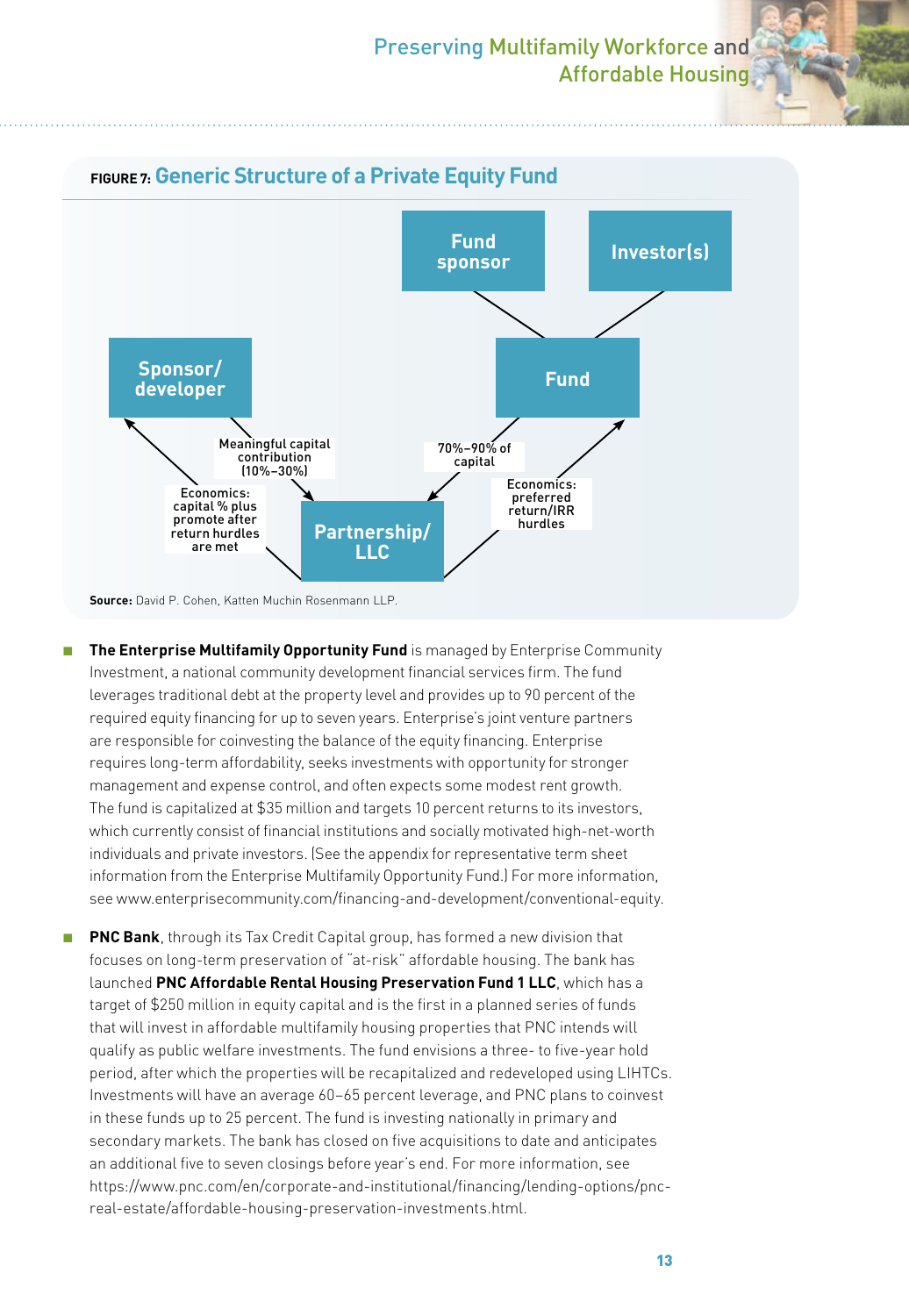**FIGURE 7: Generic Structure of a Private Equity Fund**

Fund sponsor

Investor(s)

Fund

Sponsor/developer

Meaningful capital contribution (10%–30%)

70%–90% of capital

Economics: capital % plus promote after return hurdles are met

Economics: preferred return/IRR hurdles

Partnership/LLC

**Source:** David P. Cohen, Katten Muchin Rosenmann LLP.

- **The Enterprise Multifamily Opportunity Fund** is managed by Enterprise Community Investment, a national community development financial services firm. The fund leverages traditional debt at the property level and provides up to 90 percent of the required equity financing for up to seven years. Enterprise's joint venture partners are responsible for coinvesting the balance of the equity financing. Enterprise requires long-term affordability, seeks investments with opportunity for stronger management and expense control, and often expects some modest rent growth. The fund is capitalized at $35 million and targets 10 percent returns to its investors, which currently consist of financial institutions and socially motivated high-net-worth individuals and private investors. (See the appendix for representative term sheet information from the Enterprise Multifamily Opportunity Fund.) For more information, see www.enterprisecommunity.com/financing-and-development/conventional-equity.

- **PNC Bank**, through its Tax Credit Capital group, has formed a new division that focuses on long-term preservation of "at-risk" affordable housing. The bank has launched **PNC Affordable Rental Housing Preservation Fund 1 LLC**, which has a target of $250 million in equity capital and is the first in a planned series of funds that will invest in affordable multifamily housing properties that PNC intends will qualify as public welfare investments. The fund envisions a three- to five-year hold period, after which the properties will be recapitalized and redeveloped using LIHTCs. Investments will have an average 60–65 percent leverage, and PNC plans to coinvest in these funds up to 25 percent. The fund is investing nationally in primary and secondary markets. The bank has closed on five acquisitions to date and anticipates an additional five to seven closings before year's end. For more information, see https://www.pnc.com/en/corporate-and-institutional/financing/lending-options/pnc-real-estate/affordable-housing-preservation-investments.html.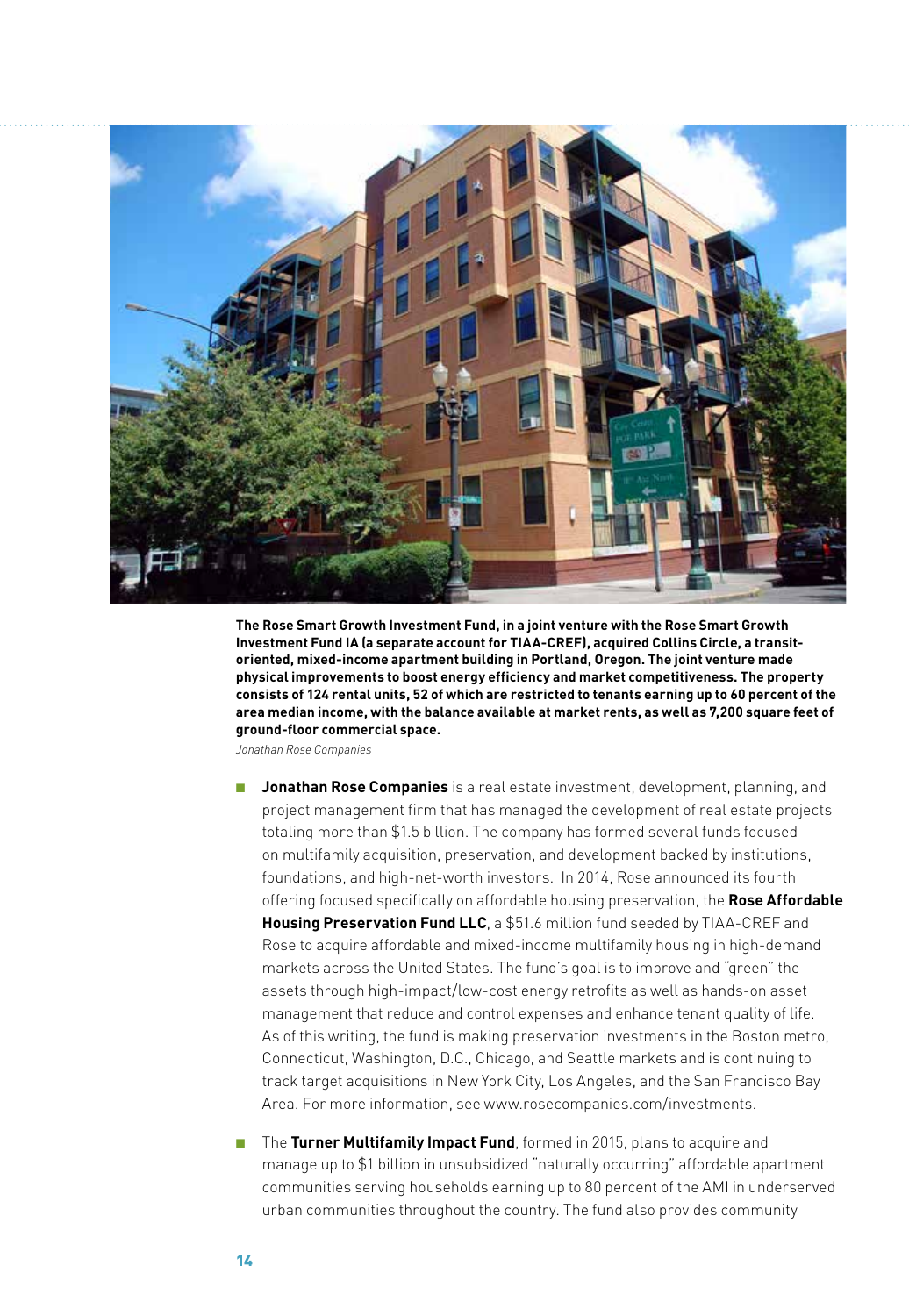**The Rose Smart Growth Investment Fund, in a joint venture with the Rose Smart Growth Investment Fund IA (a separate account for TIAA-CREF), acquired Collins Circle, a transit-oriented, mixed-income apartment building in Portland, Oregon. The joint venture made physical improvements to boost energy efficiency and market competitiveness. The property consists of 124 rental units, 52 of which are restricted to tenants earning up to 60 percent of the area median income, with the balance available at market rents, as well as 7,200 square feet of ground-floor commercial space.**

*Jonathan Rose Companies*

- **Jonathan Rose Companies** is a real estate investment, development, planning, and project management firm that has managed the development of real estate projects totaling more than $1.5 billion. The company has formed several funds focused on multifamily acquisition, preservation, and development backed by institutions, foundations, and high-net-worth investors. In 2014, Rose announced its fourth offering focused specifically on affordable housing preservation, the **Rose Affordable Housing Preservation Fund LLC**, a $51.6 million fund seeded by TIAA-CREF and Rose to acquire affordable and mixed-income multifamily housing in high-demand markets across the United States. The fund's goal is to improve and "green" the assets through high-impact/low-cost energy retrofits as well as hands-on asset management that reduce and control expenses and enhance tenant quality of life. As of this writing, the fund is making preservation investments in the Boston metro, Connecticut, Washington, D.C., Chicago, and Seattle markets and is continuing to track target acquisitions in New York City, Los Angeles, and the San Francisco Bay Area. For more information, see www.rosecompanies.com/investments.

- The **Turner Multifamily Impact Fund**, formed in 2015, plans to acquire and manage up to $1 billion in unsubsidized "naturally occurring" affordable apartment communities serving households earning up to 80 percent of the AMI in underserved urban communities throughout the country. The fund also provides community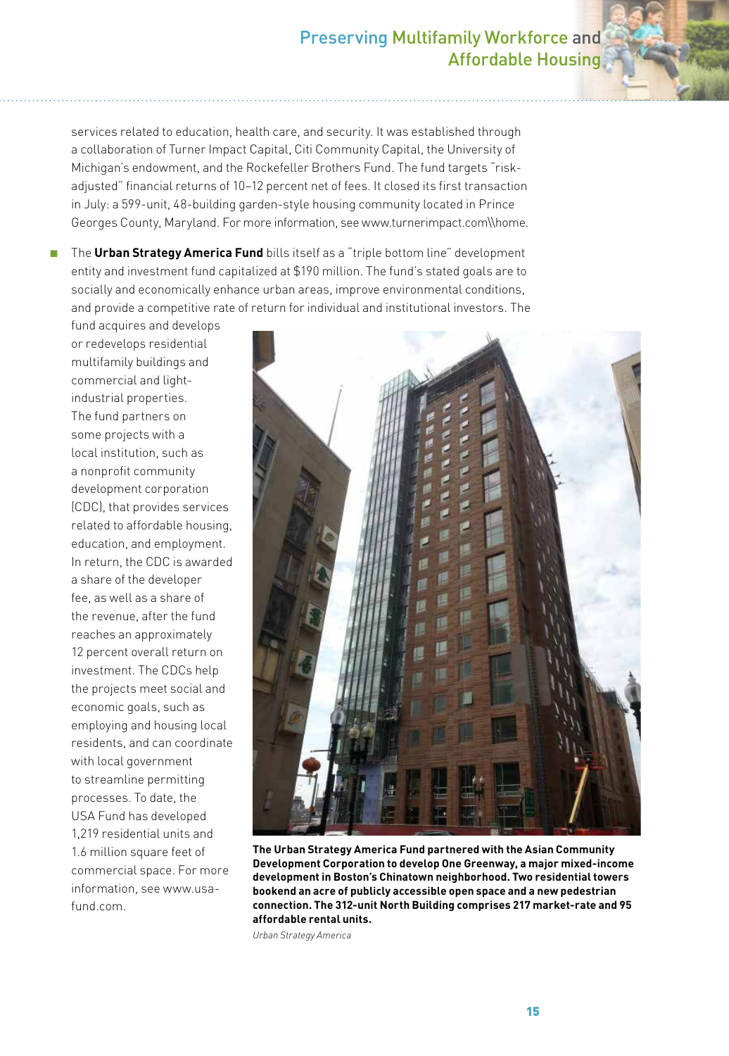services related to education, health care, and security. It was established through a collaboration of Turner Impact Capital, Citi Community Capital, the University of Michigan's endowment, and the Rockefeller Brothers Fund. The fund targets "risk-adjusted" financial returns of 10–12 percent net of fees. It closed its first transaction in July: a 599-unit, 48-building garden-style housing community located in Prince Georges County, Maryland. For more information, see www.turnerimpact.com\\home.

- The **Urban Strategy America Fund** bills itself as a "triple bottom line" development entity and investment fund capitalized at $190 million. The fund's stated goals are to socially and economically enhance urban areas, improve environmental conditions, and provide a competitive rate of return for individual and institutional investors. The fund acquires and develops or redevelops residential multifamily buildings and commercial and light-industrial properties. The fund partners on some projects with a local institution, such as a nonprofit community development corporation (CDC), that provides services related to affordable housing, education, and employment. In return, the CDC is awarded a share of the developer fee, as well as a share of the revenue, after the fund reaches an approximately 12 percent overall return on investment. The CDCs help the projects meet social and economic goals, such as employing and housing local residents, and can coordinate with local government to streamline permitting processes. To date, the USA Fund has developed 1,219 residential units and 1.6 million square feet of commercial space. For more information, see www.usa-fund.com.

**The Urban Strategy America Fund partnered with the Asian Community Development Corporation to develop One Greenway, a major mixed-income development in Boston's Chinatown neighborhood. Two residential towers bookend an acre of publicly accessible open space and a new pedestrian connection. The 312-unit North Building comprises 217 market-rate and 95 affordable rental units.**

*Urban Strategy America*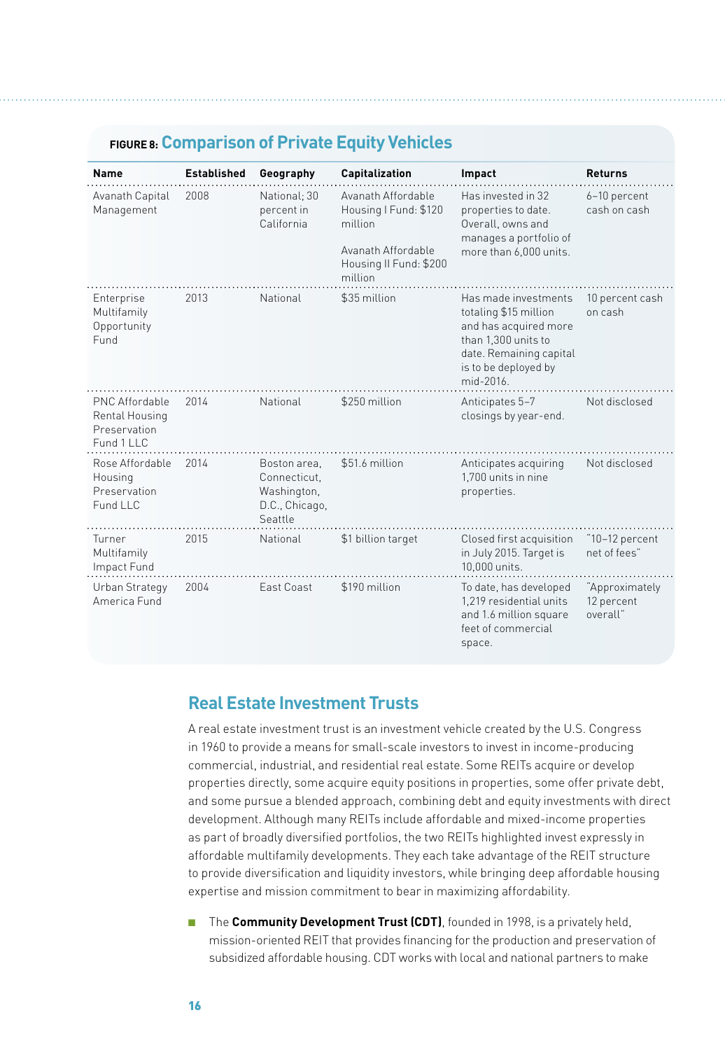**FIGURE 8: Comparison of Private Equity Vehicles**

| Name | Established | Geography | Capitalization | Impact | Returns |
|---|---|---|---|---|---|
| Avanath Capital Management | 2008 | National; 30 percent in California | Avanath Affordable Housing I Fund: $120 million<br><br>Avanath Affordable Housing II Fund: $200 million | Has invested in 32 properties to date. Overall, owns and manages a portfolio of more than 6,000 units. | 6–10 percent cash on cash |
| Enterprise Multifamily Opportunity Fund | 2013 | National | $35 million | Has made investments totaling $15 million and has acquired more than 1,300 units to date. Remaining capital is to be deployed by mid-2016. | 10 percent cash on cash |
| PNC Affordable Rental Housing Preservation Fund 1 LLC | 2014 | National | $250 million | Anticipates 5–7 closings by year-end. | Not disclosed |
| Rose Affordable Housing Preservation Fund LLC | 2014 | Boston area, Connecticut, Washington, D.C., Chicago, Seattle | $51.6 million | Anticipates acquiring 1,700 units in nine properties. | Not disclosed |
| Turner Multifamily Impact Fund | 2015 | National | $1 billion target | Closed first acquisition in July 2015. Target is 10,000 units. | "10–12 percent net of fees" |
| Urban Strategy America Fund | 2004 | East Coast | $190 million | To date, has developed 1,219 residential units and 1.6 million square feet of commercial space. | "Approximately 12 percent overall" |

## Real Estate Investment Trusts

A real estate investment trust is an investment vehicle created by the U.S. Congress in 1960 to provide a means for small-scale investors to invest in income-producing commercial, industrial, and residential real estate. Some REITs acquire or develop properties directly, some acquire equity positions in properties, some offer private debt, and some pursue a blended approach, combining debt and equity investments with direct development. Although many REITs include affordable and mixed-income properties as part of broadly diversified portfolios, the two REITs highlighted invest expressly in affordable multifamily developments. They each take advantage of the REIT structure to provide diversification and liquidity investors, while bringing deep affordable housing expertise and mission commitment to bear in maximizing affordability.

- The **Community Development Trust (CDT)**, founded in 1998, is a privately held, mission-oriented REIT that provides financing for the production and preservation of subsidized affordable housing. CDT works with local and national partners to make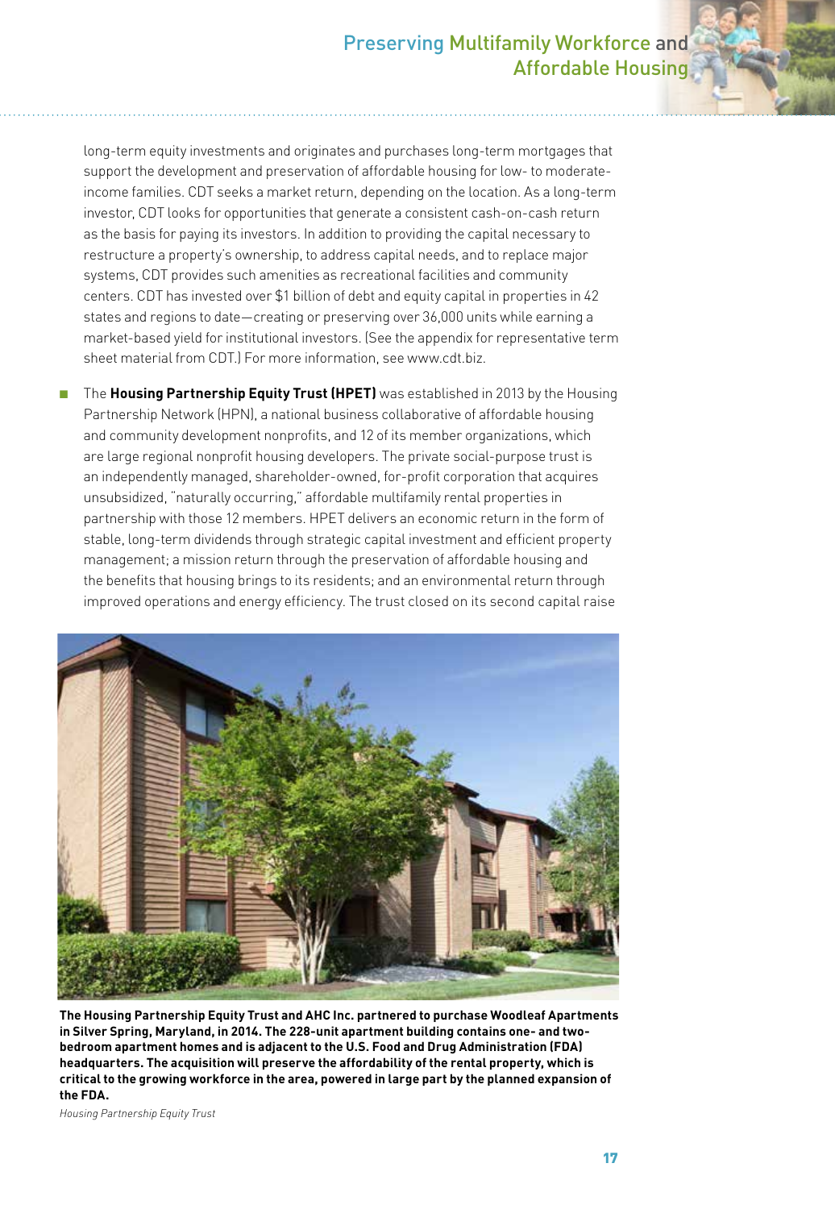long-term equity investments and originates and purchases long-term mortgages that support the development and preservation of affordable housing for low- to moderate-income families. CDT seeks a market return, depending on the location. As a long-term investor, CDT looks for opportunities that generate a consistent cash-on-cash return as the basis for paying its investors. In addition to providing the capital necessary to restructure a property's ownership, to address capital needs, and to replace major systems, CDT provides such amenities as recreational facilities and community centers. CDT has invested over $1 billion of debt and equity capital in properties in 42 states and regions to date—creating or preserving over 36,000 units while earning a market-based yield for institutional investors. (See the appendix for representative term sheet material from CDT.) For more information, see www.cdt.biz.

- The **Housing Partnership Equity Trust (HPET)** was established in 2013 by the Housing Partnership Network (HPN), a national business collaborative of affordable housing and community development nonprofits, and 12 of its member organizations, which are large regional nonprofit housing developers. The private social-purpose trust is an independently managed, shareholder-owned, for-profit corporation that acquires unsubsidized, "naturally occurring," affordable multifamily rental properties in partnership with those 12 members. HPET delivers an economic return in the form of stable, long-term dividends through strategic capital investment and efficient property management; a mission return through the preservation of affordable housing and the benefits that housing brings to its residents; and an environmental return through improved operations and energy efficiency. The trust closed on its second capital raise

**The Housing Partnership Equity Trust and AHC Inc. partnered to purchase Woodleaf Apartments in Silver Spring, Maryland, in 2014. The 228-unit apartment building contains one- and two-bedroom apartment homes and is adjacent to the U.S. Food and Drug Administration (FDA) headquarters. The acquisition will preserve the affordability of the rental property, which is critical to the growing workforce in the area, powered in large part by the planned expansion of the FDA.**

*Housing Partnership Equity Trust*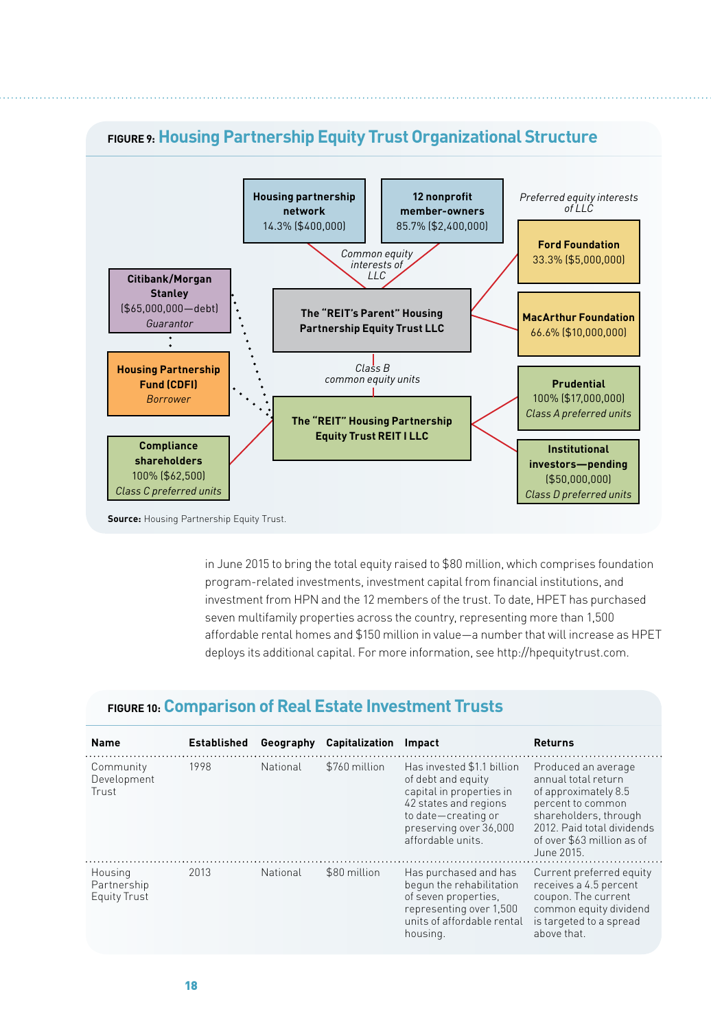**FIGURE 9: Housing Partnership Equity Trust Organizational Structure**

**Housing partnership network**
14.3% ($400,000)

**12 nonprofit member-owners**
85.7% ($2,400,000)

*Common equity interests of LLC*

*Preferred equity interests of LLC*

**Ford Foundation**
33.3% ($5,000,000)

**MacArthur Foundation**
66.6% ($10,000,000)

**Citibank/Morgan Stanley**
($65,000,000—debt)
*Guarantor*

**The "REIT's Parent" Housing Partnership Equity Trust LLC**

*Class B common equity units*

**Housing Partnership Fund (CDFI)**
*Borrower*

**The "REIT" Housing Partnership Equity Trust REIT I LLC**

**Prudential**
100% ($17,000,000)
*Class A preferred units*

**Compliance shareholders**
100% ($62,500)
*Class C preferred units*

**Institutional investors—pending**
($50,000,000)
*Class D preferred units*

**Source:** Housing Partnership Equity Trust.

in June 2015 to bring the total equity raised to $80 million, which comprises foundation program-related investments, investment capital from financial institutions, and investment from HPN and the 12 members of the trust. To date, HPET has purchased seven multifamily properties across the country, representing more than 1,500 affordable rental homes and $150 million in value—a number that will increase as HPET deploys its additional capital. For more information, see http://hpequitytrust.com.

**FIGURE 10: Comparison of Real Estate Investment Trusts**

| Name | Established | Geography | Capitalization | Impact | Returns |
|---|---|---|---|---|---|
| Community Development Trust | 1998 | National | $760 million | Has invested $1.1 billion of debt and equity capital in properties in 42 states and regions to date—creating or preserving over 36,000 affordable units. | Produced an average annual total return of approximately 8.5 percent to common shareholders, through 2012. Paid total dividends of over $63 million as of June 2015. |
| Housing Partnership Equity Trust | 2013 | National | $80 million | Has purchased and has begun the rehabilitation of seven properties, representing over 1,500 units of affordable rental housing. | Current preferred equity receives a 4.5 percent coupon. The current common equity dividend is targeted to a spread above that. |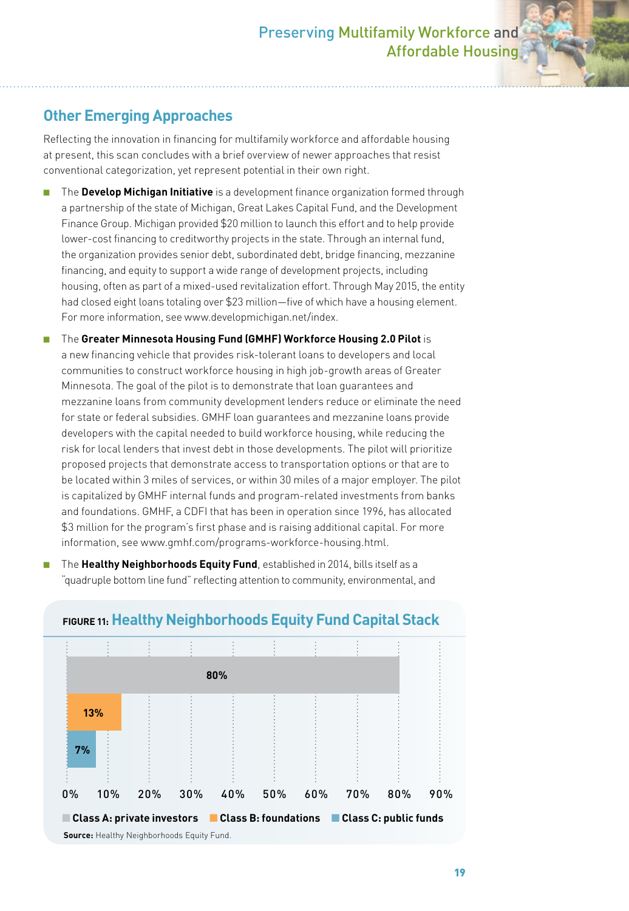## Other Emerging Approaches

Reflecting the innovation in financing for multifamily workforce and affordable housing at present, this scan concludes with a brief overview of newer approaches that resist conventional categorization, yet represent potential in their own right.

- The **Develop Michigan Initiative** is a development finance organization formed through a partnership of the state of Michigan, Great Lakes Capital Fund, and the Development Finance Group. Michigan provided $20 million to launch this effort and to help provide lower-cost financing to creditworthy projects in the state. Through an internal fund, the organization provides senior debt, subordinated debt, bridge financing, mezzanine financing, and equity to support a wide range of development projects, including housing, often as part of a mixed-used revitalization effort. Through May 2015, the entity had closed eight loans totaling over $23 million—five of which have a housing element. For more information, see www.developmichigan.net/index.
- The **Greater Minnesota Housing Fund (GMHF) Workforce Housing 2.0 Pilot** is a new financing vehicle that provides risk-tolerant loans to developers and local communities to construct workforce housing in high job-growth areas of Greater Minnesota. The goal of the pilot is to demonstrate that loan guarantees and mezzanine loans from community development lenders reduce or eliminate the need for state or federal subsidies. GMHF loan guarantees and mezzanine loans provide developers with the capital needed to build workforce housing, while reducing the risk for local lenders that invest debt in those developments. The pilot will prioritize proposed projects that demonstrate access to transportation options or that are to be located within 3 miles of services, or within 30 miles of a major employer. The pilot is capitalized by GMHF internal funds and program-related investments from banks and foundations. GMHF, a CDFI that has been in operation since 1996, has allocated $3 million for the program's first phase and is raising additional capital. For more information, see www.gmhf.com/programs-workforce-housing.html.
- The **Healthy Neighborhoods Equity Fund**, established in 2014, bills itself as a "quadruple bottom line fund" reflecting attention to community, environmental, and

**FIGURE 11: Healthy Neighborhoods Equity Fund Capital Stack**

| Class | Share |
|---|---|
| Class A: private investors | 80% |
| Class B: foundations | 13% |
| Class C: public funds | 7% |

**Source:** Healthy Neighborhoods Equity Fund.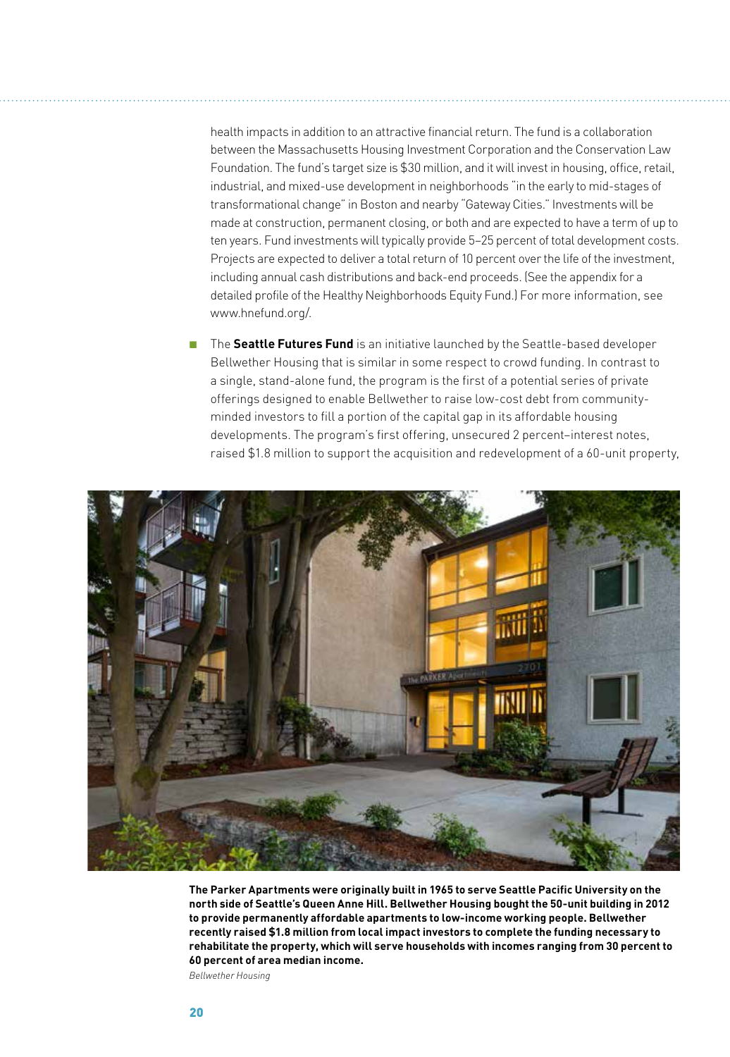health impacts in addition to an attractive financial return. The fund is a collaboration between the Massachusetts Housing Investment Corporation and the Conservation Law Foundation. The fund's target size is $30 million, and it will invest in housing, office, retail, industrial, and mixed-use development in neighborhoods "in the early to mid-stages of transformational change" in Boston and nearby "Gateway Cities." Investments will be made at construction, permanent closing, or both and are expected to have a term of up to ten years. Fund investments will typically provide 5–25 percent of total development costs. Projects are expected to deliver a total return of 10 percent over the life of the investment, including annual cash distributions and back-end proceeds. (See the appendix for a detailed profile of the Healthy Neighborhoods Equity Fund.) For more information, see www.hnefund.org/.

- The **Seattle Futures Fund** is an initiative launched by the Seattle-based developer Bellwether Housing that is similar in some respect to crowd funding. In contrast to a single, stand-alone fund, the program is the first of a potential series of private offerings designed to enable Bellwether to raise low-cost debt from community-minded investors to fill a portion of the capital gap in its affordable housing developments. The program's first offering, unsecured 2 percent–interest notes, raised $1.8 million to support the acquisition and redevelopment of a 60-unit property,

**The Parker Apartments were originally built in 1965 to serve Seattle Pacific University on the north side of Seattle's Queen Anne Hill. Bellwether Housing bought the 50-unit building in 2012 to provide permanently affordable apartments to low-income working people. Bellwether recently raised $1.8 million from local impact investors to complete the funding necessary to rehabilitate the property, which will serve households with incomes ranging from 30 percent to 60 percent of area median income.**

*Bellwether Housing*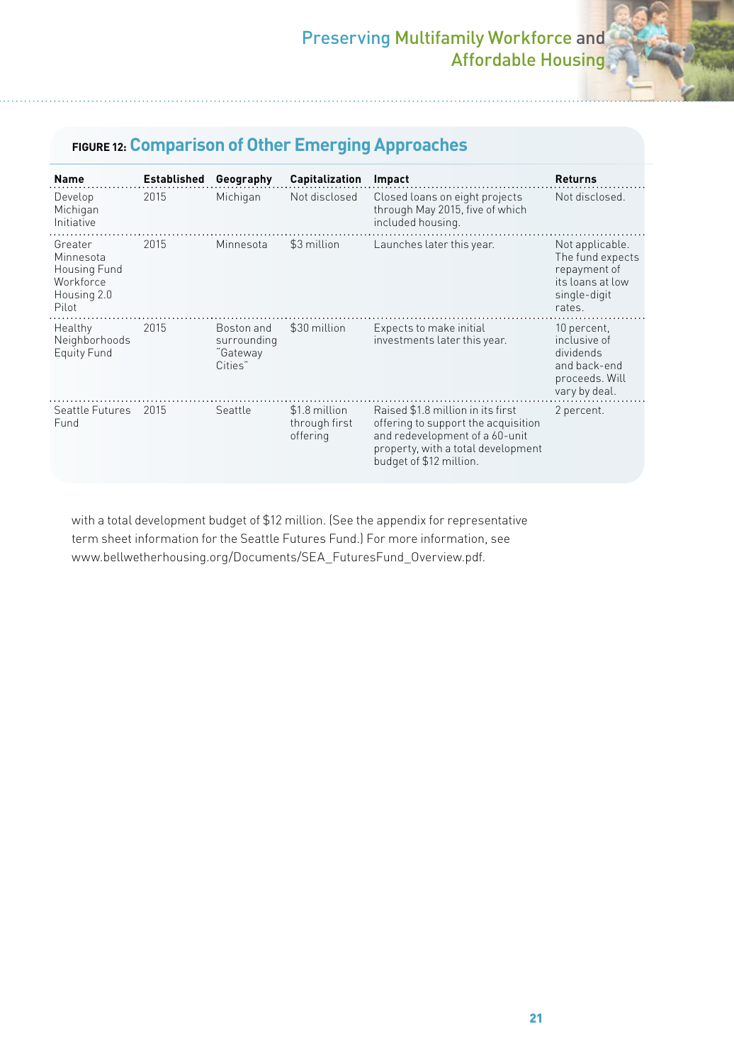**FIGURE 12: Comparison of Other Emerging Approaches**

| Name | Established | Geography | Capitalization | Impact | Returns |
|---|---|---|---|---|---|
| Develop Michigan Initiative | 2015 | Michigan | Not disclosed | Closed loans on eight projects through May 2015, five of which included housing. | Not disclosed. |
| Greater Minnesota Housing Fund Workforce Housing 2.0 Pilot | 2015 | Minnesota | $3 million | Launches later this year. | Not applicable. The fund expects repayment of its loans at low single-digit rates. |
| Healthy Neighborhoods Equity Fund | 2015 | Boston and surrounding "Gateway Cities" | $30 million | Expects to make initial investments later this year. | 10 percent, inclusive of dividends and back-end proceeds. Will vary by deal. |
| Seattle Futures Fund | 2015 | Seattle | $1.8 million through first offering | Raised $1.8 million in its first offering to support the acquisition and redevelopment of a 60-unit property, with a total development budget of $12 million. | 2 percent. |

with a total development budget of $12 million. (See the appendix for representative term sheet information for the Seattle Futures Fund.) For more information, see www.bellwetherhousing.org/Documents/SEA_FuturesFund_Overview.pdf.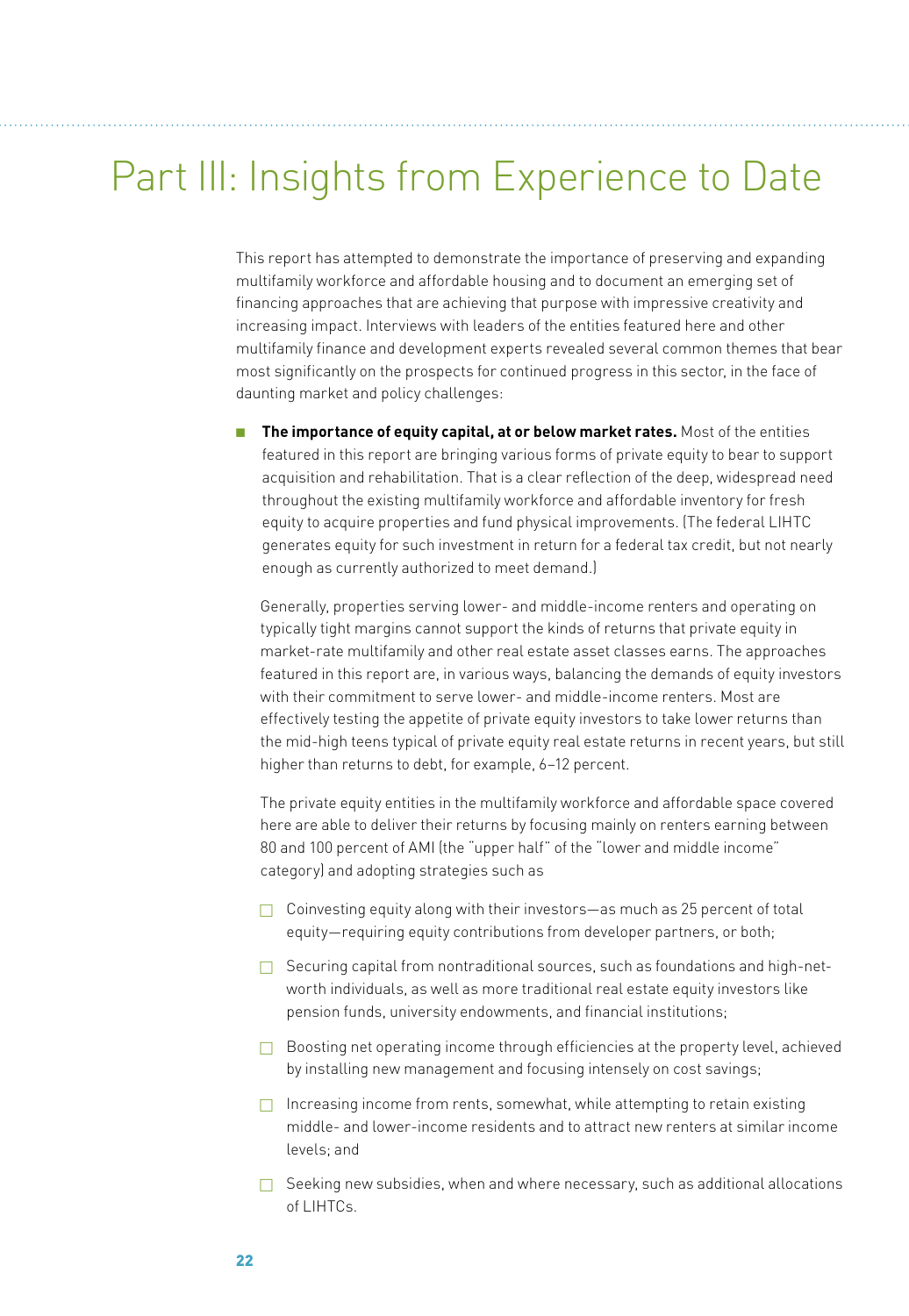# Part III: Insights from Experience to Date

This report has attempted to demonstrate the importance of preserving and expanding multifamily workforce and affordable housing and to document an emerging set of financing approaches that are achieving that purpose with impressive creativity and increasing impact. Interviews with leaders of the entities featured here and other multifamily finance and development experts revealed several common themes that bear most significantly on the prospects for continued progress in this sector, in the face of daunting market and policy challenges:

- **The importance of equity capital, at or below market rates.** Most of the entities featured in this report are bringing various forms of private equity to bear to support acquisition and rehabilitation. That is a clear reflection of the deep, widespread need throughout the existing multifamily workforce and affordable inventory for fresh equity to acquire properties and fund physical improvements. (The federal LIHTC generates equity for such investment in return for a federal tax credit, but not nearly enough as currently authorized to meet demand.)

  Generally, properties serving lower- and middle-income renters and operating on typically tight margins cannot support the kinds of returns that private equity in market-rate multifamily and other real estate asset classes earns. The approaches featured in this report are, in various ways, balancing the demands of equity investors with their commitment to serve lower- and middle-income renters. Most are effectively testing the appetite of private equity investors to take lower returns than the mid-high teens typical of private equity real estate returns in recent years, but still higher than returns to debt, for example, 6–12 percent.

  The private equity entities in the multifamily workforce and affordable space covered here are able to deliver their returns by focusing mainly on renters earning between 80 and 100 percent of AMI (the "upper half" of the "lower and middle income" category) and adopting strategies such as

  - Coinvesting equity along with their investors—as much as 25 percent of total equity—requiring equity contributions from developer partners, or both;
  - Securing capital from nontraditional sources, such as foundations and high-net-worth individuals, as well as more traditional real estate equity investors like pension funds, university endowments, and financial institutions;
  - Boosting net operating income through efficiencies at the property level, achieved by installing new management and focusing intensely on cost savings;
  - Increasing income from rents, somewhat, while attempting to retain existing middle- and lower-income residents and to attract new renters at similar income levels; and
  - Seeking new subsidies, when and where necessary, such as additional allocations of LIHTCs.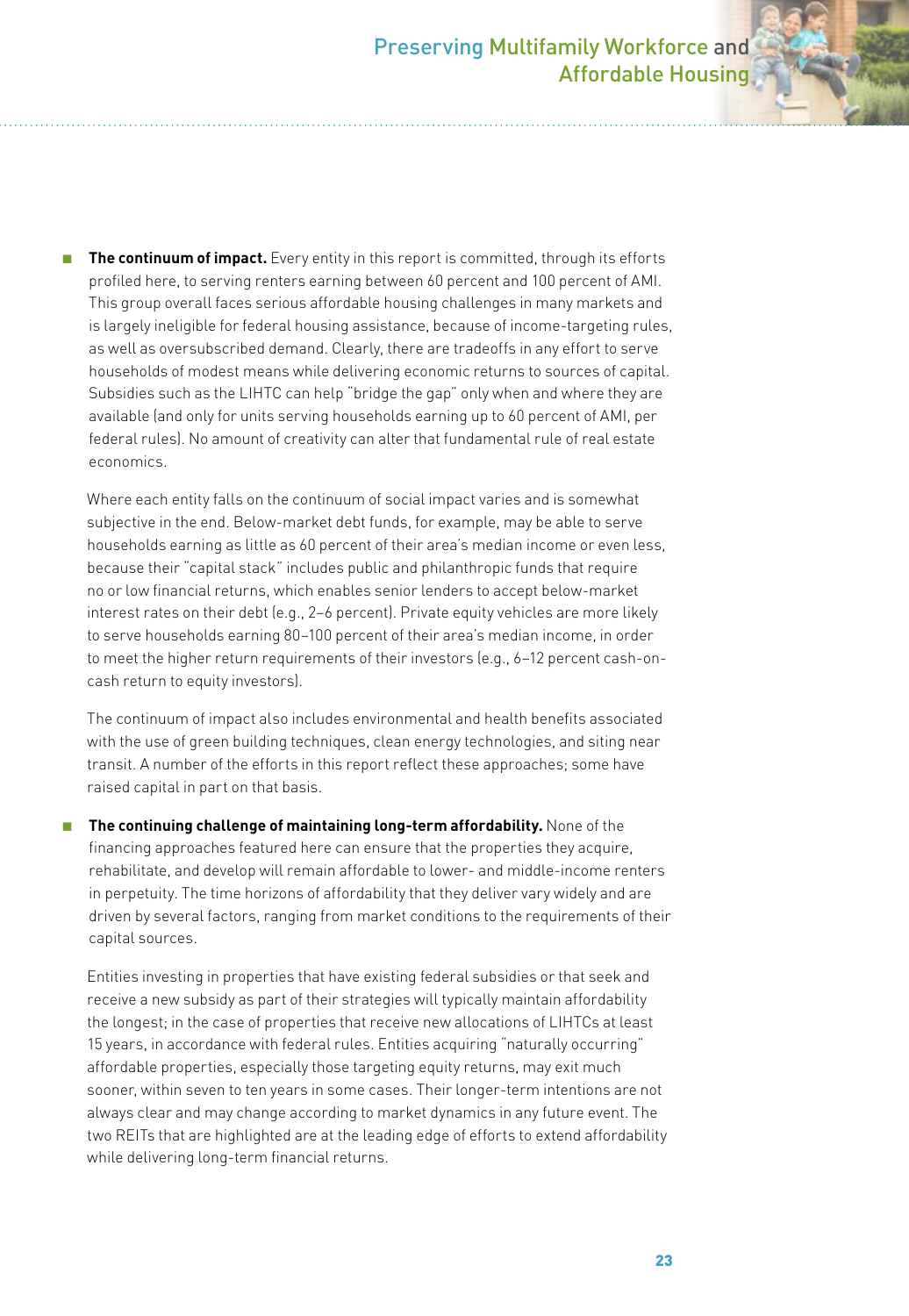- **The continuum of impact.** Every entity in this report is committed, through its efforts profiled here, to serving renters earning between 60 percent and 100 percent of AMI. This group overall faces serious affordable housing challenges in many markets and is largely ineligible for federal housing assistance, because of income-targeting rules, as well as oversubscribed demand. Clearly, there are tradeoffs in any effort to serve households of modest means while delivering economic returns to sources of capital. Subsidies such as the LIHTC can help "bridge the gap" only when and where they are available (and only for units serving households earning up to 60 percent of AMI, per federal rules). No amount of creativity can alter that fundamental rule of real estate economics.

  Where each entity falls on the continuum of social impact varies and is somewhat subjective in the end. Below-market debt funds, for example, may be able to serve households earning as little as 60 percent of their area's median income or even less, because their "capital stack" includes public and philanthropic funds that require no or low financial returns, which enables senior lenders to accept below-market interest rates on their debt (e.g., 2–6 percent). Private equity vehicles are more likely to serve households earning 80–100 percent of their area's median income, in order to meet the higher return requirements of their investors (e.g., 6–12 percent cash-on-cash return to equity investors).

  The continuum of impact also includes environmental and health benefits associated with the use of green building techniques, clean energy technologies, and siting near transit. A number of the efforts in this report reflect these approaches; some have raised capital in part on that basis.

- **The continuing challenge of maintaining long-term affordability.** None of the financing approaches featured here can ensure that the properties they acquire, rehabilitate, and develop will remain affordable to lower- and middle-income renters in perpetuity. The time horizons of affordability that they deliver vary widely and are driven by several factors, ranging from market conditions to the requirements of their capital sources.

  Entities investing in properties that have existing federal subsidies or that seek and receive a new subsidy as part of their strategies will typically maintain affordability the longest; in the case of properties that receive new allocations of LIHTCs at least 15 years, in accordance with federal rules. Entities acquiring "naturally occurring" affordable properties, especially those targeting equity returns, may exit much sooner, within seven to ten years in some cases. Their longer-term intentions are not always clear and may change according to market dynamics in any future event. The two REITs that are highlighted are at the leading edge of efforts to extend affordability while delivering long-term financial returns.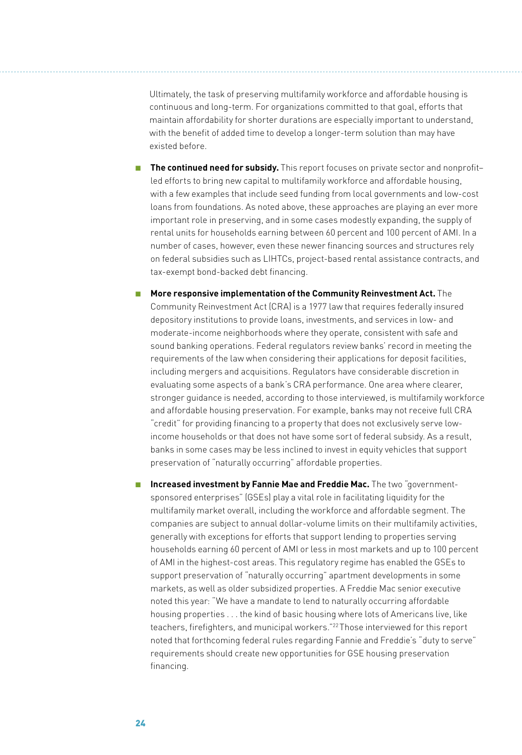Ultimately, the task of preserving multifamily workforce and affordable housing is continuous and long-term. For organizations committed to that goal, efforts that maintain affordability for shorter durations are especially important to understand, with the benefit of added time to develop a longer-term solution than may have existed before.

- **The continued need for subsidy.** This report focuses on private sector and nonprofit–led efforts to bring new capital to multifamily workforce and affordable housing, with a few examples that include seed funding from local governments and low-cost loans from foundations. As noted above, these approaches are playing an ever more important role in preserving, and in some cases modestly expanding, the supply of rental units for households earning between 60 percent and 100 percent of AMI. In a number of cases, however, even these newer financing sources and structures rely on federal subsidies such as LIHTCs, project-based rental assistance contracts, and tax-exempt bond-backed debt financing.

- **More responsive implementation of the Community Reinvestment Act.** The Community Reinvestment Act (CRA) is a 1977 law that requires federally insured depository institutions to provide loans, investments, and services in low- and moderate-income neighborhoods where they operate, consistent with safe and sound banking operations. Federal regulators review banks' record in meeting the requirements of the law when considering their applications for deposit facilities, including mergers and acquisitions. Regulators have considerable discretion in evaluating some aspects of a bank's CRA performance. One area where clearer, stronger guidance is needed, according to those interviewed, is multifamily workforce and affordable housing preservation. For example, banks may not receive full CRA "credit" for providing financing to a property that does not exclusively serve low-income households or that does not have some sort of federal subsidy. As a result, banks in some cases may be less inclined to invest in equity vehicles that support preservation of "naturally occurring" affordable properties.

- **Increased investment by Fannie Mae and Freddie Mac.** The two "government-sponsored enterprises" (GSEs) play a vital role in facilitating liquidity for the multifamily market overall, including the workforce and affordable segment. The companies are subject to annual dollar-volume limits on their multifamily activities, generally with exceptions for efforts that support lending to properties serving households earning 60 percent of AMI or less in most markets and up to 100 percent of AMI in the highest-cost areas. This regulatory regime has enabled the GSEs to support preservation of "naturally occurring" apartment developments in some markets, as well as older subsidized properties. A Freddie Mac senior executive noted this year: "We have a mandate to lend to naturally occurring affordable housing properties . . . the kind of basic housing where lots of Americans live, like teachers, firefighters, and municipal workers."[22] Those interviewed for this report noted that forthcoming federal rules regarding Fannie and Freddie's "duty to serve" requirements should create new opportunities for GSE housing preservation financing.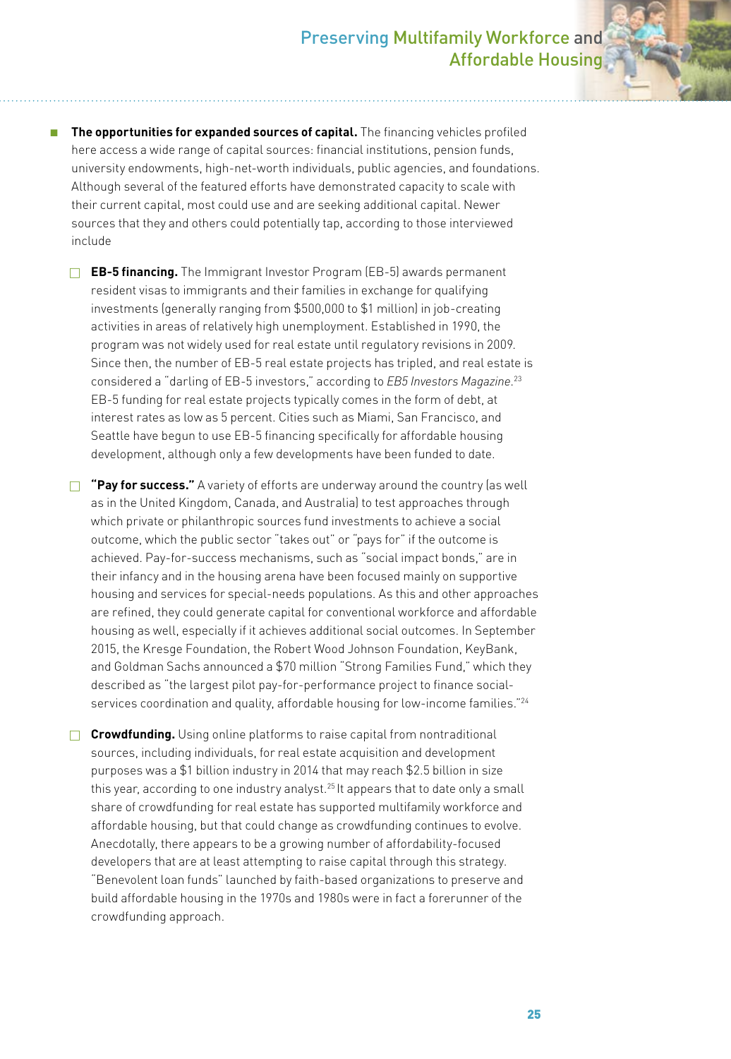- **The opportunities for expanded sources of capital.** The financing vehicles profiled here access a wide range of capital sources: financial institutions, pension funds, university endowments, high-net-worth individuals, public agencies, and foundations. Although several of the featured efforts have demonstrated capacity to scale with their current capital, most could use and are seeking additional capital. Newer sources that they and others could potentially tap, according to those interviewed include

  - **EB-5 financing.** The Immigrant Investor Program (EB-5) awards permanent resident visas to immigrants and their families in exchange for qualifying investments (generally ranging from $500,000 to $1 million) in job-creating activities in areas of relatively high unemployment. Established in 1990, the program was not widely used for real estate until regulatory revisions in 2009. Since then, the number of EB-5 real estate projects has tripled, and real estate is considered a "darling of EB-5 investors," according to *EB5 Investors Magazine*.[23] EB-5 funding for real estate projects typically comes in the form of debt, at interest rates as low as 5 percent. Cities such as Miami, San Francisco, and Seattle have begun to use EB-5 financing specifically for affordable housing development, although only a few developments have been funded to date.

  - **"Pay for success."** A variety of efforts are underway around the country (as well as in the United Kingdom, Canada, and Australia) to test approaches through which private or philanthropic sources fund investments to achieve a social outcome, which the public sector "takes out" or "pays for" if the outcome is achieved. Pay-for-success mechanisms, such as "social impact bonds," are in their infancy and in the housing arena have been focused mainly on supportive housing and services for special-needs populations. As this and other approaches are refined, they could generate capital for conventional workforce and affordable housing as well, especially if it achieves additional social outcomes. In September 2015, the Kresge Foundation, the Robert Wood Johnson Foundation, KeyBank, and Goldman Sachs announced a $70 million "Strong Families Fund," which they described as "the largest pilot pay-for-performance project to finance social-services coordination and quality, affordable housing for low-income families."[24]

  - **Crowdfunding.** Using online platforms to raise capital from nontraditional sources, including individuals, for real estate acquisition and development purposes was a $1 billion industry in 2014 that may reach $2.5 billion in size this year, according to one industry analyst.[25] It appears that to date only a small share of crowdfunding for real estate has supported multifamily workforce and affordable housing, but that could change as crowdfunding continues to evolve. Anecdotally, there appears to be a growing number of affordability-focused developers that are at least attempting to raise capital through this strategy. "Benevolent loan funds" launched by faith-based organizations to preserve and build affordable housing in the 1970s and 1980s were in fact a forerunner of the crowdfunding approach.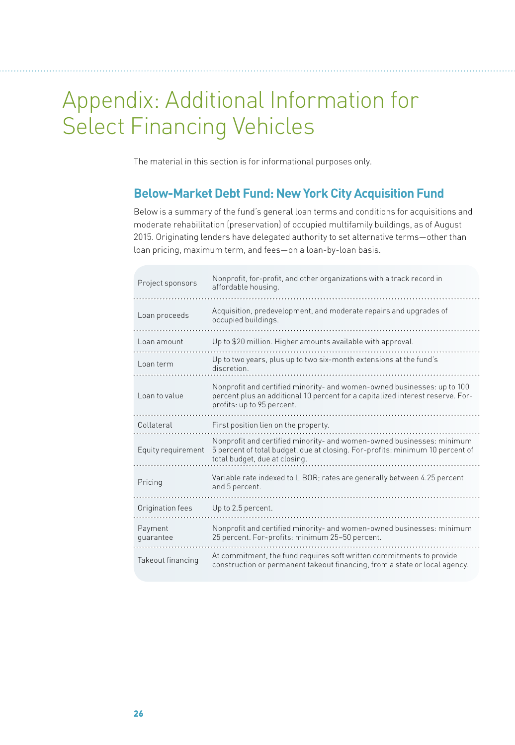# Appendix: Additional Information for Select Financing Vehicles

The material in this section is for informational purposes only.

## Below-Market Debt Fund: New York City Acquisition Fund

Below is a summary of the fund's general loan terms and conditions for acquisitions and moderate rehabilitation (preservation) of occupied multifamily buildings, as of August 2015. Originating lenders have delegated authority to set alternative terms—other than loan pricing, maximum term, and fees—on a loan-by-loan basis.

| | |
|---|---|
| Project sponsors | Nonprofit, for-profit, and other organizations with a track record in affordable housing. |
| Loan proceeds | Acquisition, predevelopment, and moderate repairs and upgrades of occupied buildings. |
| Loan amount | Up to $20 million. Higher amounts available with approval. |
| Loan term | Up to two years, plus up to two six-month extensions at the fund's discretion. |
| Loan to value | Nonprofit and certified minority- and women-owned businesses: up to 100 percent plus an additional 10 percent for a capitalized interest reserve. For-profits: up to 95 percent. |
| Collateral | First position lien on the property. |
| Equity requirement | Nonprofit and certified minority- and women-owned businesses: minimum 5 percent of total budget, due at closing. For-profits: minimum 10 percent of total budget, due at closing. |
| Pricing | Variable rate indexed to LIBOR; rates are generally between 4.25 percent and 5 percent. |
| Origination fees | Up to 2.5 percent. |
| Payment guarantee | Nonprofit and certified minority- and women-owned businesses: minimum 25 percent. For-profits: minimum 25–50 percent. |
| Takeout financing | At commitment, the fund requires soft written commitments to provide construction or permanent takeout financing, from a state or local agency. |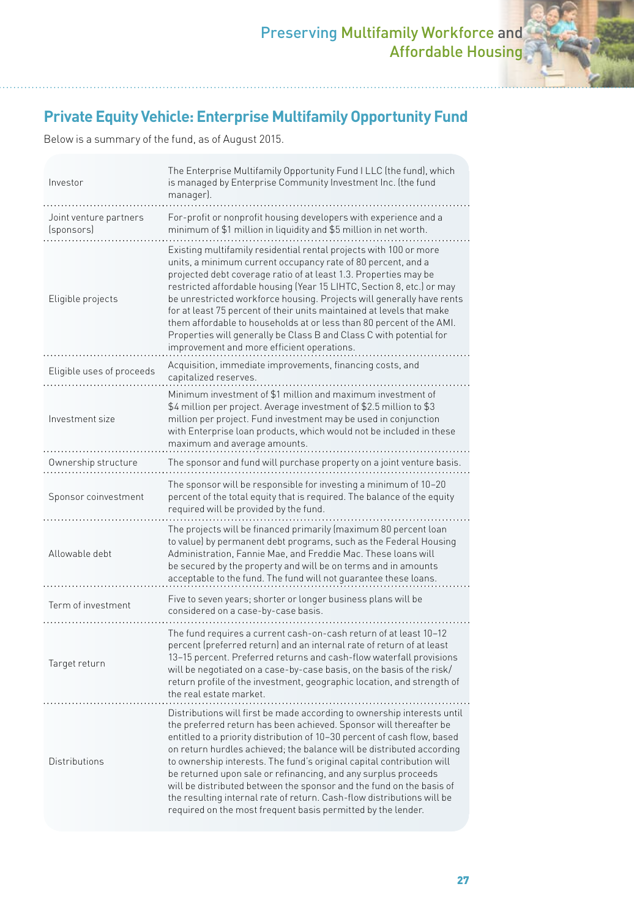## Private Equity Vehicle: Enterprise Multifamily Opportunity Fund

Below is a summary of the fund, as of August 2015.

| | |
|---|---|
| Investor | The Enterprise Multifamily Opportunity Fund I LLC (the fund), which is managed by Enterprise Community Investment Inc. (the fund manager). |
| Joint venture partners (sponsors) | For-profit or nonprofit housing developers with experience and a minimum of $1 million in liquidity and $5 million in net worth. |
| Eligible projects | Existing multifamily residential rental projects with 100 or more units, a minimum current occupancy rate of 80 percent, and a projected debt coverage ratio of at least 1.3. Properties may be restricted affordable housing (Year 15 LIHTC, Section 8, etc.) or may be unrestricted workforce housing. Projects will generally have rents for at least 75 percent of their units maintained at levels that make them affordable to households at or less than 80 percent of the AMI. Properties will generally be Class B and Class C with potential for improvement and more efficient operations. |
| Eligible uses of proceeds | Acquisition, immediate improvements, financing costs, and capitalized reserves. |
| Investment size | Minimum investment of $1 million and maximum investment of $4 million per project. Average investment of $2.5 million to $3 million per project. Fund investment may be used in conjunction with Enterprise loan products, which would not be included in these maximum and average amounts. |
| Ownership structure | The sponsor and fund will purchase property on a joint venture basis. |
| Sponsor coinvestment | The sponsor will be responsible for investing a minimum of 10–20 percent of the total equity that is required. The balance of the equity required will be provided by the fund. |
| Allowable debt | The projects will be financed primarily (maximum 80 percent loan to value) by permanent debt programs, such as the Federal Housing Administration, Fannie Mae, and Freddie Mac. These loans will be secured by the property and will be on terms and in amounts acceptable to the fund. The fund will not guarantee these loans. |
| Term of investment | Five to seven years; shorter or longer business plans will be considered on a case-by-case basis. |
| Target return | The fund requires a current cash-on-cash return of at least 10–12 percent (preferred return) and an internal rate of return of at least 13–15 percent. Preferred returns and cash-flow waterfall provisions will be negotiated on a case-by-case basis, on the basis of the risk/return profile of the investment, geographic location, and strength of the real estate market. |
| Distributions | Distributions will first be made according to ownership interests until the preferred return has been achieved. Sponsor will thereafter be entitled to a priority distribution of 10–30 percent of cash flow, based on return hurdles achieved; the balance will be distributed according to ownership interests. The fund's original capital contribution will be returned upon sale or refinancing, and any surplus proceeds will be distributed between the sponsor and the fund on the basis of the resulting internal rate of return. Cash-flow distributions will be required on the most frequent basis permitted by the lender. |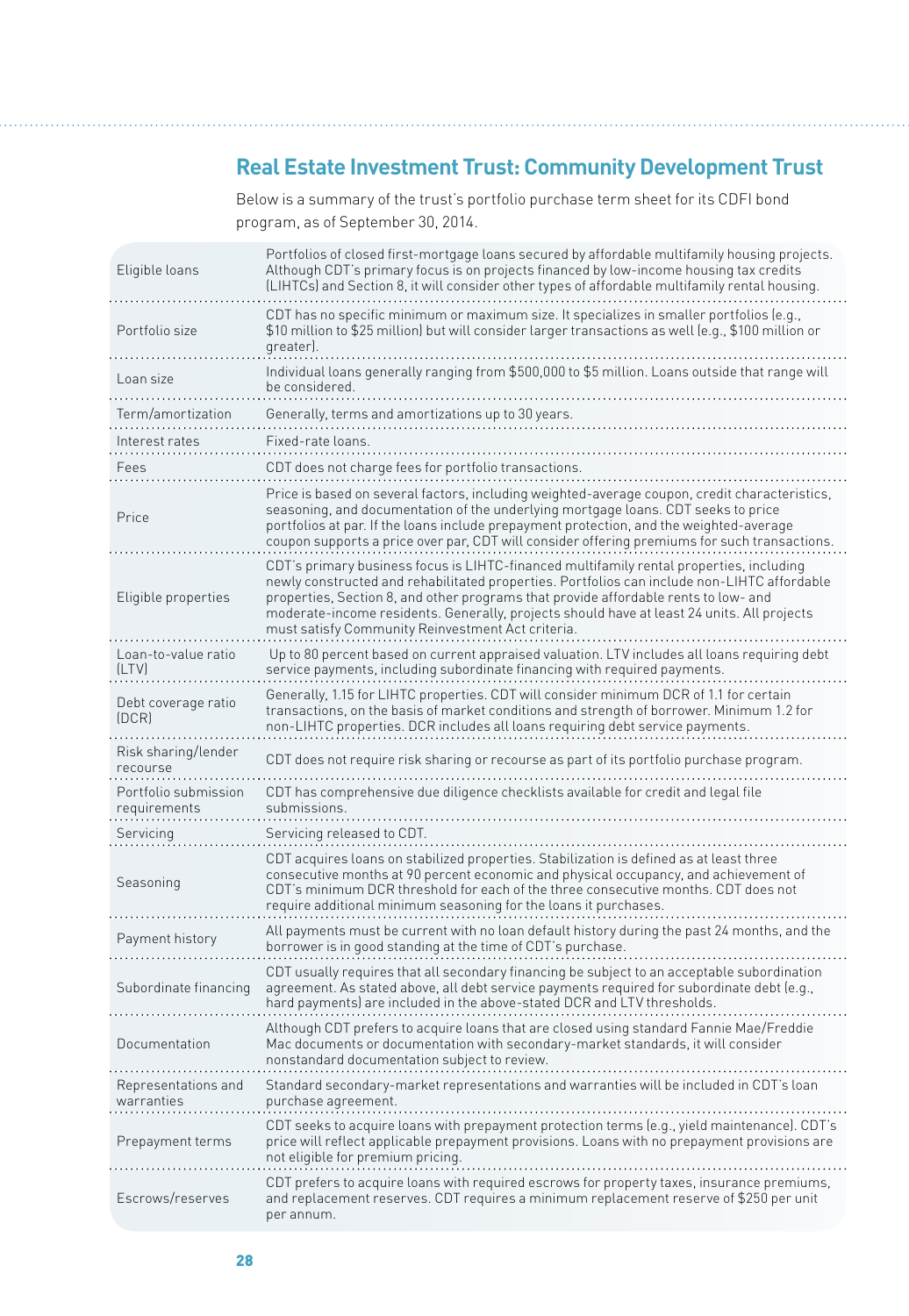## Real Estate Investment Trust: Community Development Trust

Below is a summary of the trust's portfolio purchase term sheet for its CDFI bond program, as of September 30, 2014.

| | |
|---|---|
| Eligible loans | Portfolios of closed first-mortgage loans secured by affordable multifamily housing projects. Although CDT's primary focus is on projects financed by low-income housing tax credits (LIHTCs) and Section 8, it will consider other types of affordable multifamily rental housing. |
| Portfolio size | CDT has no specific minimum or maximum size. It specializes in smaller portfolios (e.g., $10 million to $25 million) but will consider larger transactions as well (e.g., $100 million or greater). |
| Loan size | Individual loans generally ranging from $500,000 to $5 million. Loans outside that range will be considered. |
| Term/amortization | Generally, terms and amortizations up to 30 years. |
| Interest rates | Fixed-rate loans. |
| Fees | CDT does not charge fees for portfolio transactions. |
| Price | Price is based on several factors, including weighted-average coupon, credit characteristics, seasoning, and documentation of the underlying mortgage loans. CDT seeks to price portfolios at par. If the loans include prepayment protection, and the weighted-average coupon supports a price over par, CDT will consider offering premiums for such transactions. |
| Eligible properties | CDT's primary business focus is LIHTC-financed multifamily rental properties, including newly constructed and rehabilitated properties. Portfolios can include non-LIHTC affordable properties, Section 8, and other programs that provide affordable rents to low- and moderate-income residents. Generally, projects should have at least 24 units. All projects must satisfy Community Reinvestment Act criteria. |
| Loan-to-value ratio (LTV) | Up to 80 percent based on current appraised valuation. LTV includes all loans requiring debt service payments, including subordinate financing with required payments. |
| Debt coverage ratio (DCR) | Generally, 1.15 for LIHTC properties. CDT will consider minimum DCR of 1.1 for certain transactions, on the basis of market conditions and strength of borrower. Minimum 1.2 for non-LIHTC properties. DCR includes all loans requiring debt service payments. |
| Risk sharing/lender recourse | CDT does not require risk sharing or recourse as part of its portfolio purchase program. |
| Portfolio submission requirements | CDT has comprehensive due diligence checklists available for credit and legal file submissions. |
| Servicing | Servicing released to CDT. |
| Seasoning | CDT acquires loans on stabilized properties. Stabilization is defined as at least three consecutive months at 90 percent economic and physical occupancy, and achievement of CDT's minimum DCR threshold for each of the three consecutive months. CDT does not require additional minimum seasoning for the loans it purchases. |
| Payment history | All payments must be current with no loan default history during the past 24 months, and the borrower is in good standing at the time of CDT's purchase. |
| Subordinate financing | CDT usually requires that all secondary financing be subject to an acceptable subordination agreement. As stated above, all debt service payments required for subordinate debt (e.g., hard payments) are included in the above-stated DCR and LTV thresholds. |
| Documentation | Although CDT prefers to acquire loans that are closed using standard Fannie Mae/Freddie Mac documents or documentation with secondary-market standards, it will consider nonstandard documentation subject to review. |
| Representations and warranties | Standard secondary-market representations and warranties will be included in CDT's loan purchase agreement. |
| Prepayment terms | CDT seeks to acquire loans with prepayment protection terms (e.g., yield maintenance). CDT's price will reflect applicable prepayment provisions. Loans with no prepayment provisions are not eligible for premium pricing. |
| Escrows/reserves | CDT prefers to acquire loans with required escrows for property taxes, insurance premiums, and replacement reserves. CDT requires a minimum replacement reserve of $250 per unit per annum. |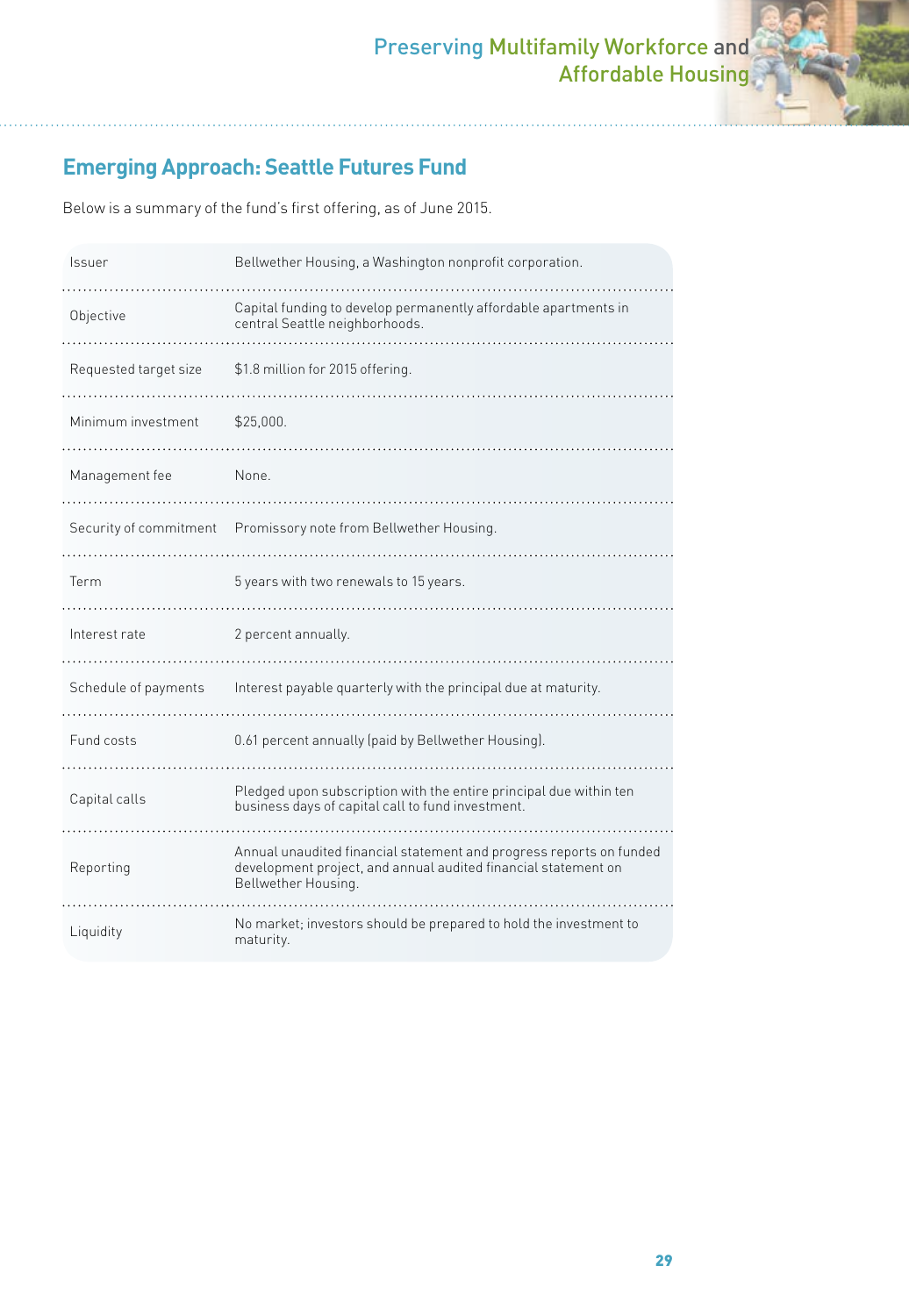## Emerging Approach: Seattle Futures Fund

Below is a summary of the fund's first offering, as of June 2015.

| | |
|---|---|
| Issuer | Bellwether Housing, a Washington nonprofit corporation. |
| Objective | Capital funding to develop permanently affordable apartments in central Seattle neighborhoods. |
| Requested target size | $1.8 million for 2015 offering. |
| Minimum investment | $25,000. |
| Management fee | None. |
| Security of commitment | Promissory note from Bellwether Housing. |
| Term | 5 years with two renewals to 15 years. |
| Interest rate | 2 percent annually. |
| Schedule of payments | Interest payable quarterly with the principal due at maturity. |
| Fund costs | 0.61 percent annually (paid by Bellwether Housing). |
| Capital calls | Pledged upon subscription with the entire principal due within ten business days of capital call to fund investment. |
| Reporting | Annual unaudited financial statement and progress reports on funded development project, and annual audited financial statement on Bellwether Housing. |
| Liquidity | No market; investors should be prepared to hold the investment to maturity. |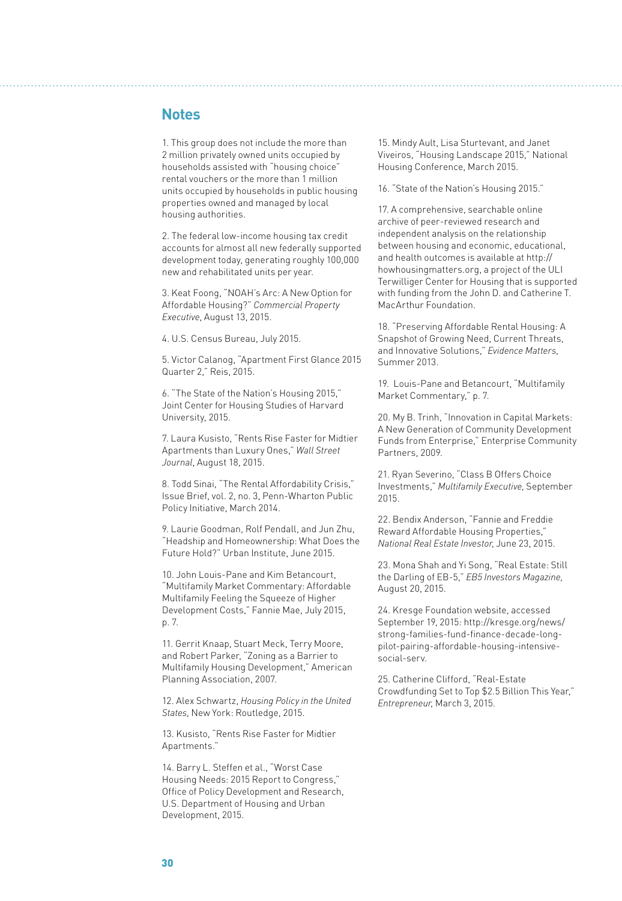## Notes

1. This group does not include the more than 2 million privately owned units occupied by households assisted with "housing choice" rental vouchers or the more than 1 million units occupied by households in public housing properties owned and managed by local housing authorities.

2. The federal low-income housing tax credit accounts for almost all new federally supported development today, generating roughly 100,000 new and rehabilitated units per year.

3. Keat Foong, "NOAH's Arc: A New Option for Affordable Housing?" *Commercial Property Executive*, August 13, 2015.

4. U.S. Census Bureau, July 2015.

5. Victor Calanog, "Apartment First Glance 2015 Quarter 2," Reis, 2015.

6. "The State of the Nation's Housing 2015," Joint Center for Housing Studies of Harvard University, 2015.

7. Laura Kusisto, "Rents Rise Faster for Midtier Apartments than Luxury Ones," *Wall Street Journal*, August 18, 2015.

8. Todd Sinai, "The Rental Affordability Crisis," Issue Brief, vol. 2, no. 3, Penn-Wharton Public Policy Initiative, March 2014.

9. Laurie Goodman, Rolf Pendall, and Jun Zhu, "Headship and Homeownership: What Does the Future Hold?" Urban Institute, June 2015.

10. John Louis-Pane and Kim Betancourt, "Multifamily Market Commentary: Affordable Multifamily Feeling the Squeeze of Higher Development Costs," Fannie Mae, July 2015, p. 7.

11. Gerrit Knaap, Stuart Meck, Terry Moore, and Robert Parker, "Zoning as a Barrier to Multifamily Housing Development," American Planning Association, 2007.

12. Alex Schwartz, *Housing Policy in the United States*, New York: Routledge, 2015.

13. Kusisto, "Rents Rise Faster for Midtier Apartments."

14. Barry L. Steffen et al., "Worst Case Housing Needs: 2015 Report to Congress," Office of Policy Development and Research, U.S. Department of Housing and Urban Development, 2015.

15. Mindy Ault, Lisa Sturtevant, and Janet Viveiros, "Housing Landscape 2015," National Housing Conference, March 2015.

16. "State of the Nation's Housing 2015."

17. A comprehensive, searchable online archive of peer-reviewed research and independent analysis on the relationship between housing and economic, educational, and health outcomes is available at http://howhousingmatters.org, a project of the ULI Terwilliger Center for Housing that is supported with funding from the John D. and Catherine T. MacArthur Foundation.

18. "Preserving Affordable Rental Housing: A Snapshot of Growing Need, Current Threats, and Innovative Solutions," *Evidence Matters*, Summer 2013.

19. Louis-Pane and Betancourt, "Multifamily Market Commentary," p. 7.

20. My B. Trinh, "Innovation in Capital Markets: A New Generation of Community Development Funds from Enterprise," Enterprise Community Partners, 2009.

21. Ryan Severino, "Class B Offers Choice Investments," *Multifamily Executive*, September 2015.

22. Bendix Anderson, "Fannie and Freddie Reward Affordable Housing Properties," *National Real Estate Investor*, June 23, 2015.

23. Mona Shah and Yi Song, "Real Estate: Still the Darling of EB-5," *EB5 Investors Magazine*, August 20, 2015.

24. Kresge Foundation website, accessed September 19, 2015: http://kresge.org/news/strong-families-fund-finance-decade-long-pilot-pairing-affordable-housing-intensive-social-serv.

25. Catherine Clifford, "Real-Estate Crowdfunding Set to Top $2.5 Billion This Year," *Entrepreneur*, March 3, 2015.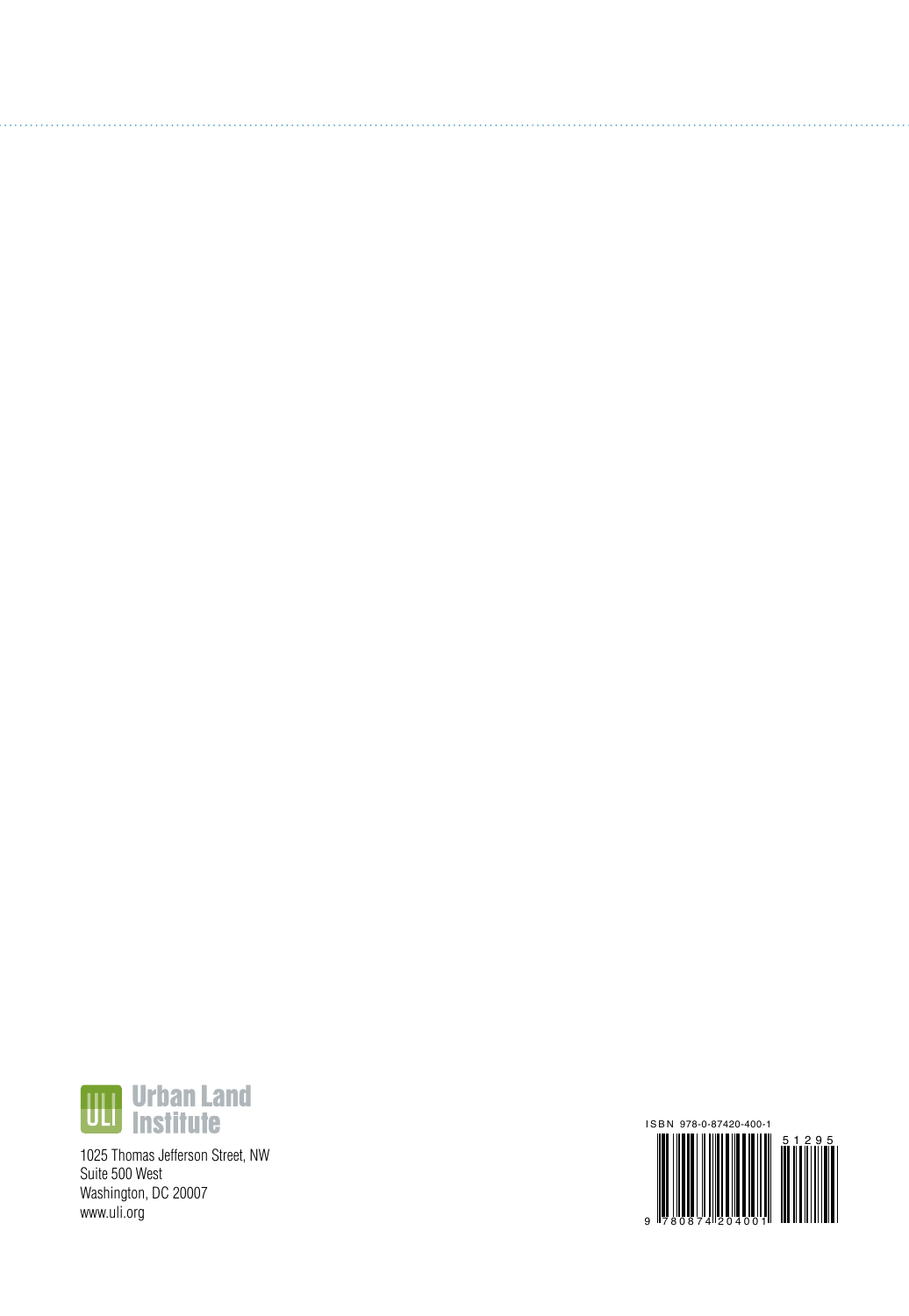Urban Land Institute

1025 Thomas Jefferson Street, NW
Suite 500 West
Washington, DC 20007
www.uli.org

ISBN 978-0-87420-400-1